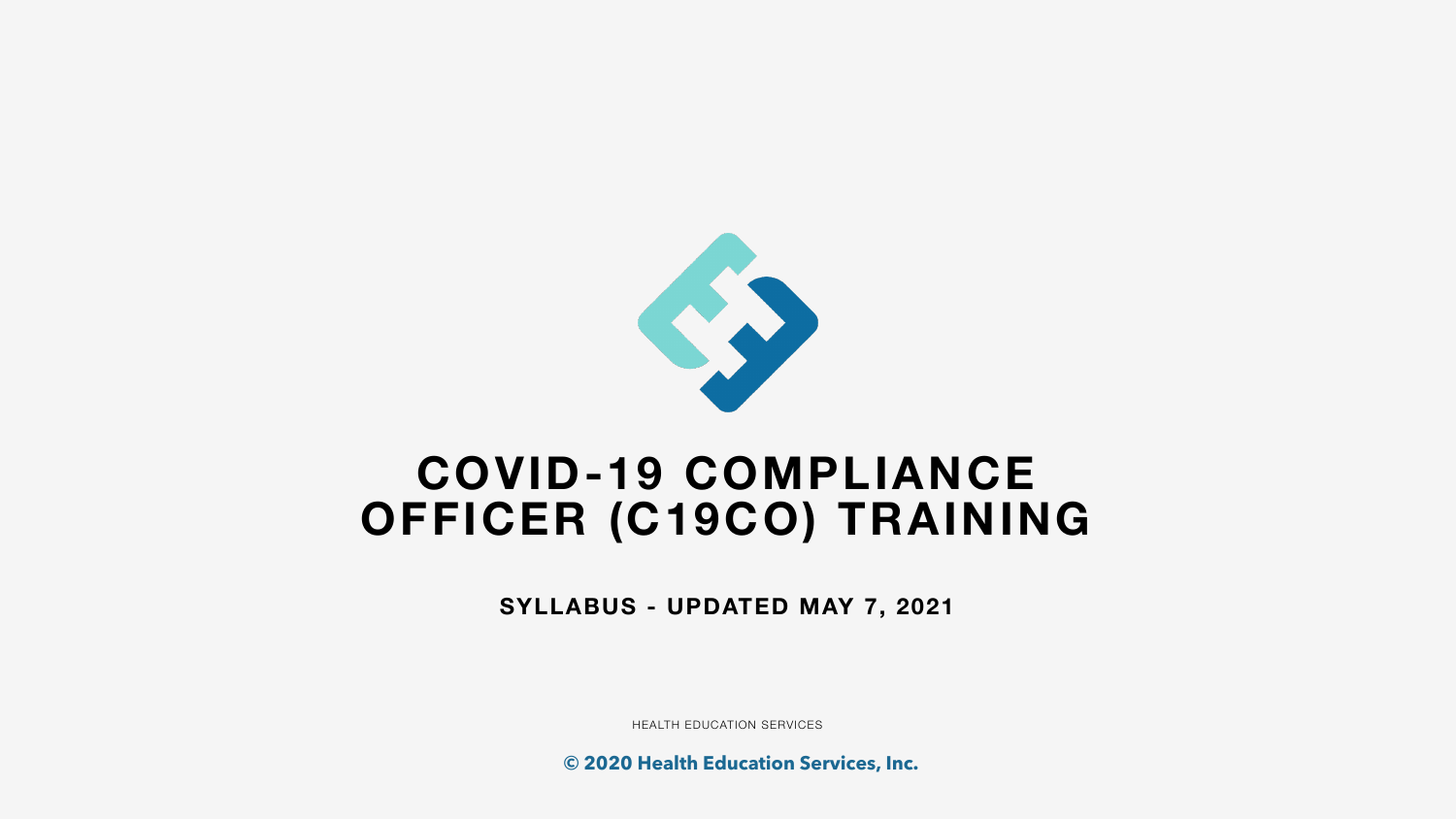# COVID-19 COMPLIANCE OFFICER (C19CO) TRAINING

**SYLLABUS - UPDATED MAY 7, 2021**

HEALTH EDUCATION SERVICES

**© 2020 Health Education Services, Inc.**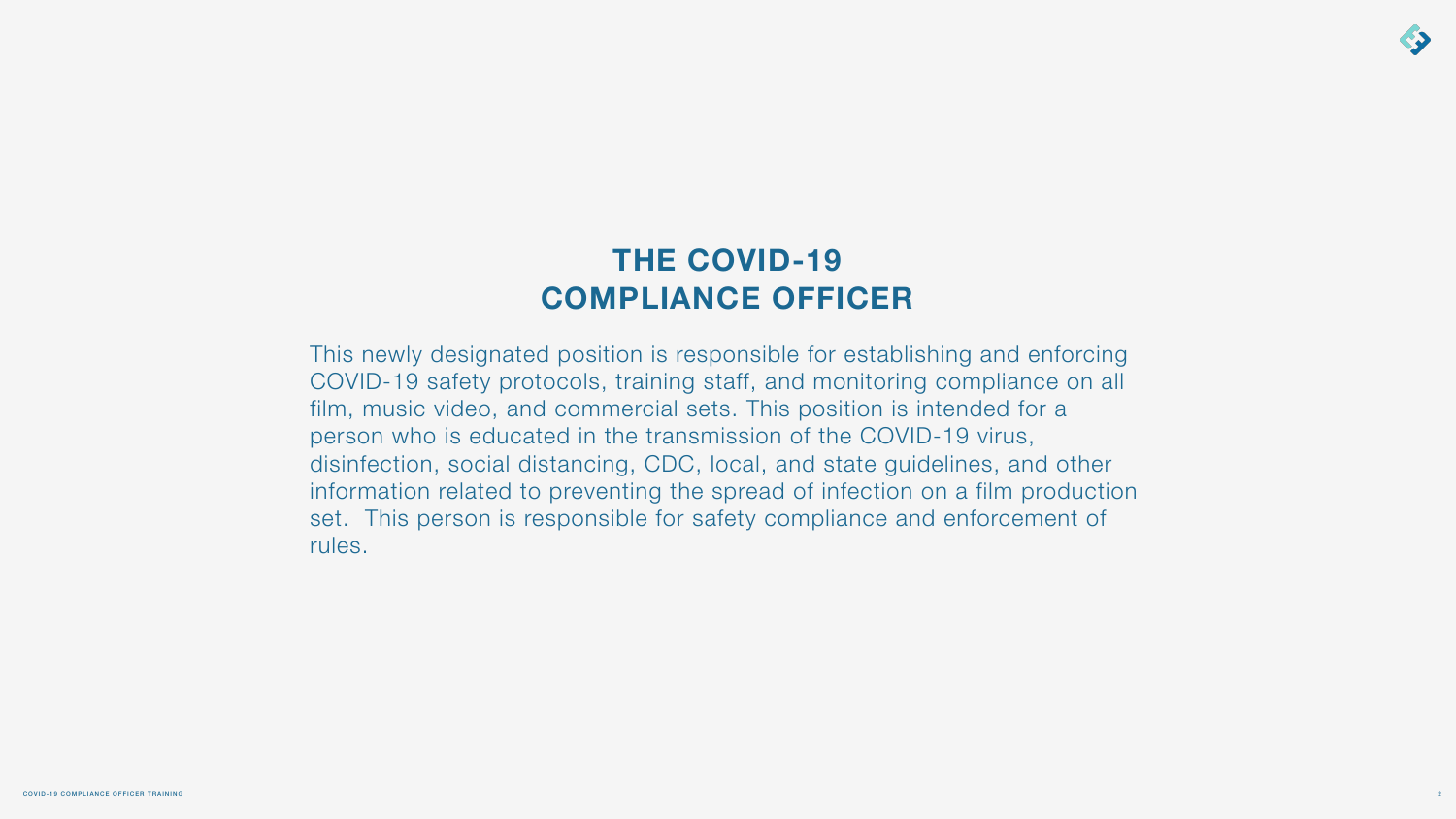# THE COVID-19 COMPLIANCE OFFICER

This newly designated position is responsible for establishing and enforcing COVID-19 safety protocols, training staff, and monitoring compliance on all film, music video, and commercial sets. This position is intended for a person who is educated in the transmission of the COVID-19 virus, disinfection, social distancing, CDC, local, and state guidelines, and other information related to preventing the spread of infection on a film production set. This person is responsible for safety compliance and enforcement of rules.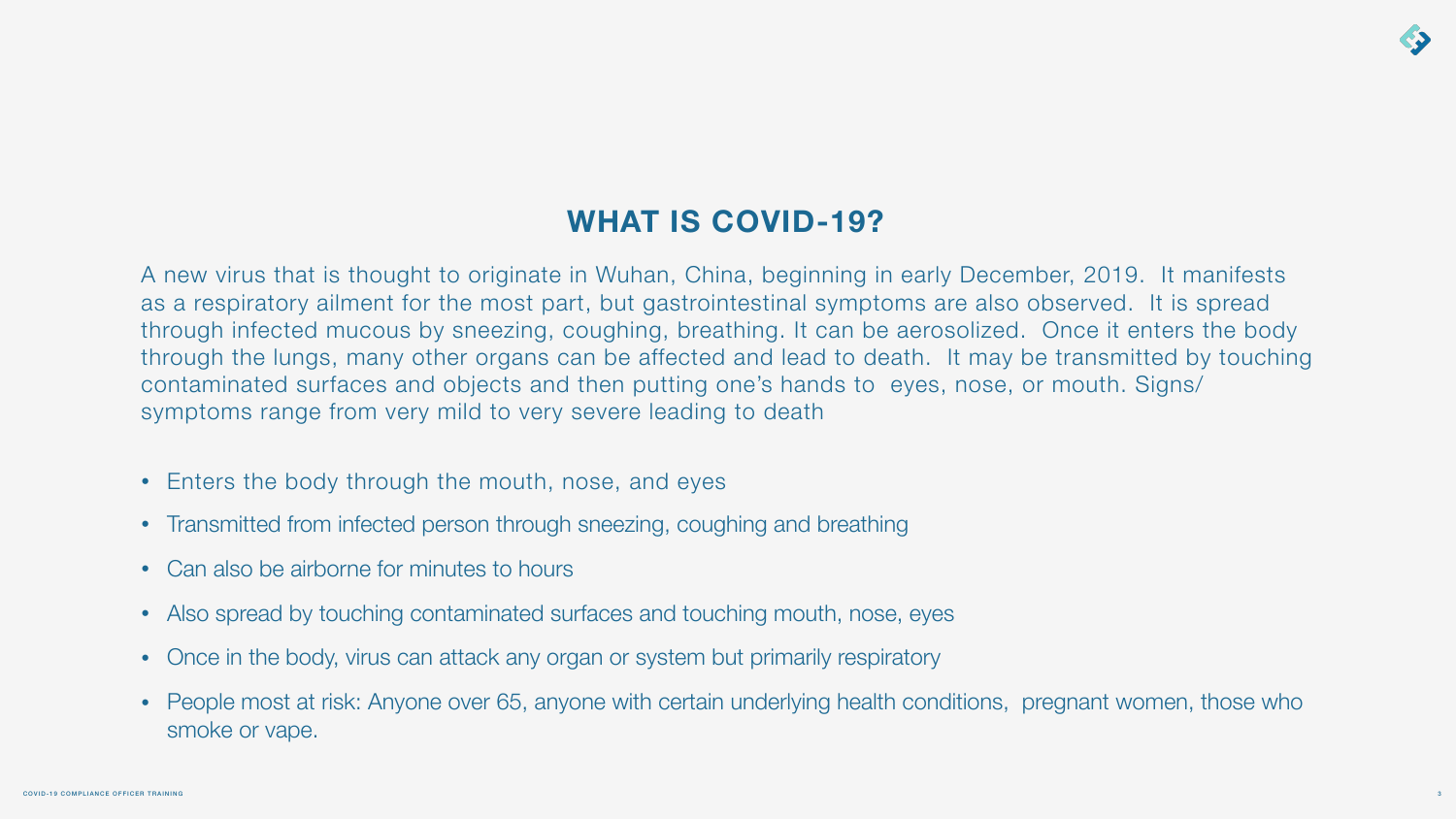## WHAT IS COVID-19?

A new virus that is thought to originate in Wuhan, China, beginning in early December, 2019. It manifests as a respiratory ailment for the most part, but gastrointestinal symptoms are also observed. It is spread through infected mucous by sneezing, coughing, breathing. It can be aerosolized. Once it enters the body through the lungs, many other organs can be affected and lead to death. It may be transmitted by touching contaminated surfaces and objects and then putting one's hands to eyes, nose, or mouth. Signs/symptoms range from very mild to very severe leading to death

- Enters the body through the mouth, nose, and eyes
- Transmitted from infected person through sneezing, coughing and breathing
- Can also be airborne for minutes to hours
- Also spread by touching contaminated surfaces and touching mouth, nose, eyes
- Once in the body, virus can attack any organ or system but primarily respiratory
- People most at risk: Anyone over 65, anyone with certain underlying health conditions, pregnant women, those who smoke or vape.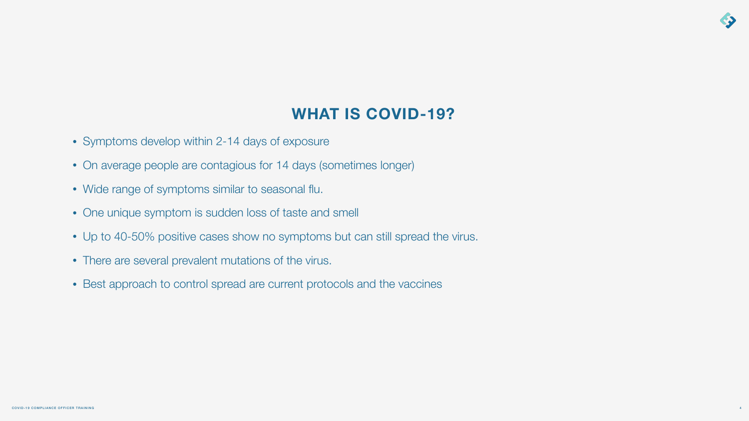# WHAT IS COVID-19?

- Symptoms develop within 2-14 days of exposure
- On average people are contagious for 14 days (sometimes longer)
- Wide range of symptoms similar to seasonal flu.
- One unique symptom is sudden loss of taste and smell
- Up to 40-50% positive cases show no symptoms but can still spread the virus.
- There are several prevalent mutations of the virus.
- Best approach to control spread are current protocols and the vaccines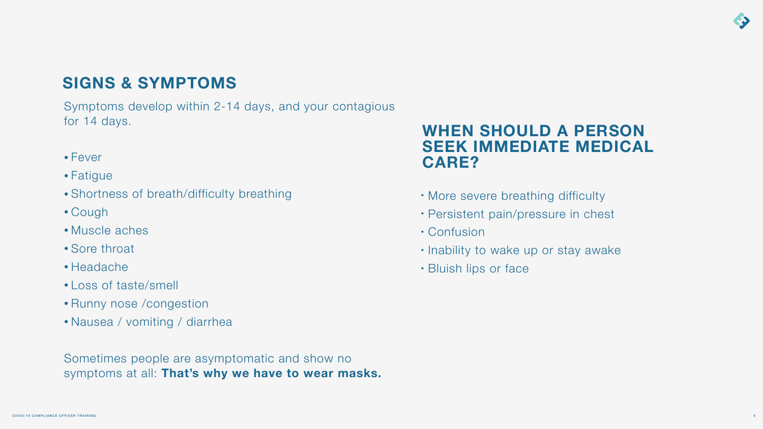## SIGNS & SYMPTOMS

Symptoms develop within 2-14 days, and your contagious for 14 days.

- Fever
- Fatigue
- Shortness of breath/difficulty breathing
- Cough
- Muscle aches
- Sore throat
- Headache
- Loss of taste/smell
- Runny nose /congestion
- Nausea / vomiting / diarrhea

Sometimes people are asymptomatic and show no symptoms at all: **That's why we have to wear masks.**

## WHEN SHOULD A PERSON SEEK IMMEDIATE MEDICAL CARE?

- More severe breathing difficulty
- Persistent pain/pressure in chest
- Confusion
- Inability to wake up or stay awake
- Bluish lips or face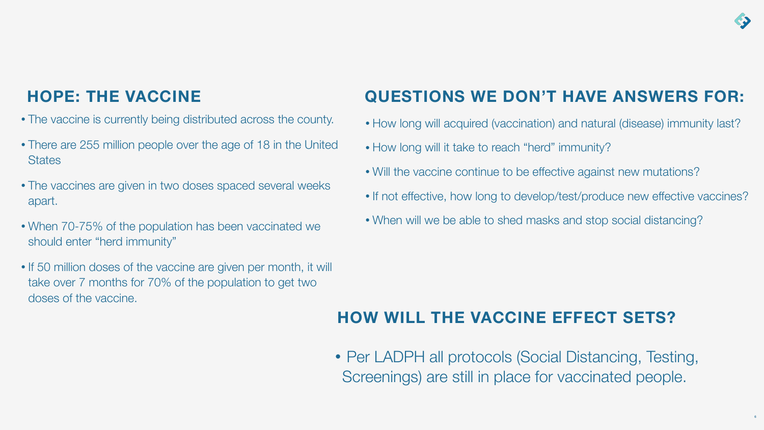## HOPE: THE VACCINE

- The vaccine is currently being distributed across the county.
- There are 255 million people over the age of 18 in the United States
- The vaccines are given in two doses spaced several weeks apart.
- When 70-75% of the population has been vaccinated we should enter "herd immunity"
- If 50 million doses of the vaccine are given per month, it will take over 7 months for 70% of the population to get two doses of the vaccine.

## QUESTIONS WE DON'T HAVE ANSWERS FOR:

- How long will acquired (vaccination) and natural (disease) immunity last?
- How long will it take to reach "herd" immunity?
- Will the vaccine continue to be effective against new mutations?
- If not effective, how long to develop/test/produce new effective vaccines?
- When will we be able to shed masks and stop social distancing?

## HOW WILL THE VACCINE EFFECT SETS?

- Per LADPH all protocols (Social Distancing, Testing, Screenings) are still in place for vaccinated people.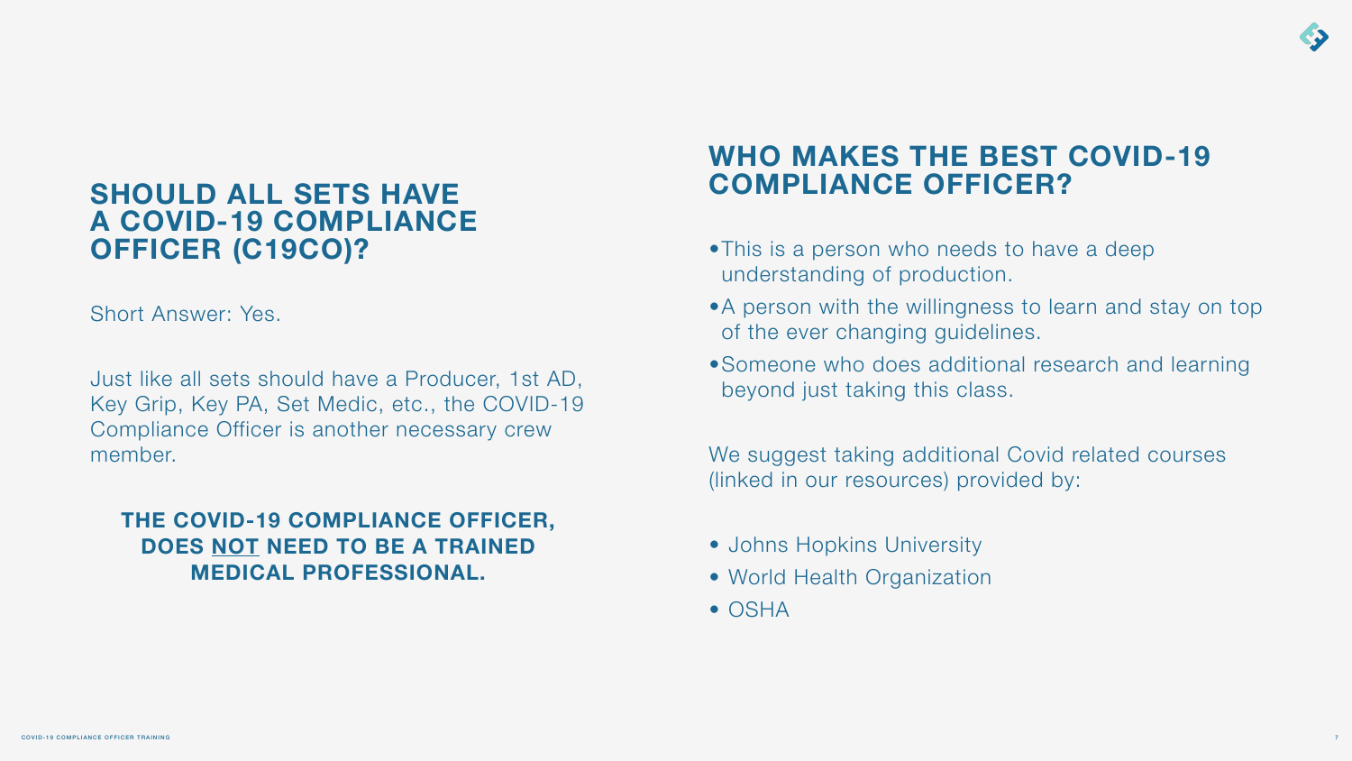## SHOULD ALL SETS HAVE A COVID-19 COMPLIANCE OFFICER (C19CO)?

Short Answer: Yes.

Just like all sets should have a Producer, 1st AD, Key Grip, Key PA, Set Medic, etc., the COVID-19 Compliance Officer is another necessary crew member.

**THE COVID-19 COMPLIANCE OFFICER, DOES <u>NOT</u> NEED TO BE A TRAINED MEDICAL PROFESSIONAL.**

## WHO MAKES THE BEST COVID-19 COMPLIANCE OFFICER?

- This is a person who needs to have a deep understanding of production.
- A person with the willingness to learn and stay on top of the ever changing guidelines.
- Someone who does additional research and learning beyond just taking this class.

We suggest taking additional Covid related courses (linked in our resources) provided by:

- Johns Hopkins University
- World Health Organization
- OSHA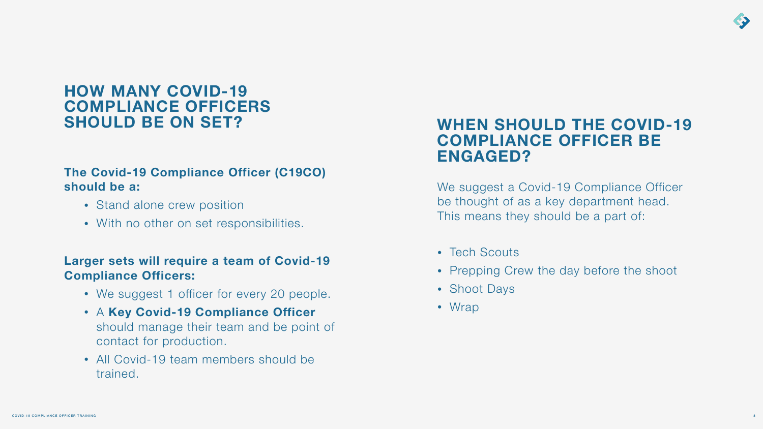## HOW MANY COVID-19 COMPLIANCE OFFICERS SHOULD BE ON SET?

**The Covid-19 Compliance Officer (C19CO) should be a:**

- Stand alone crew position
- With no other on set responsibilities.

**Larger sets will require a team of Covid-19 Compliance Officers:**

- We suggest 1 officer for every 20 people.
- A **Key Covid-19 Compliance Officer** should manage their team and be point of contact for production.
- All Covid-19 team members should be trained.

## WHEN SHOULD THE COVID-19 COMPLIANCE OFFICER BE ENGAGED?

We suggest a Covid-19 Compliance Officer be thought of as a key department head. This means they should be a part of:

- Tech Scouts
- Prepping Crew the day before the shoot
- Shoot Days
- Wrap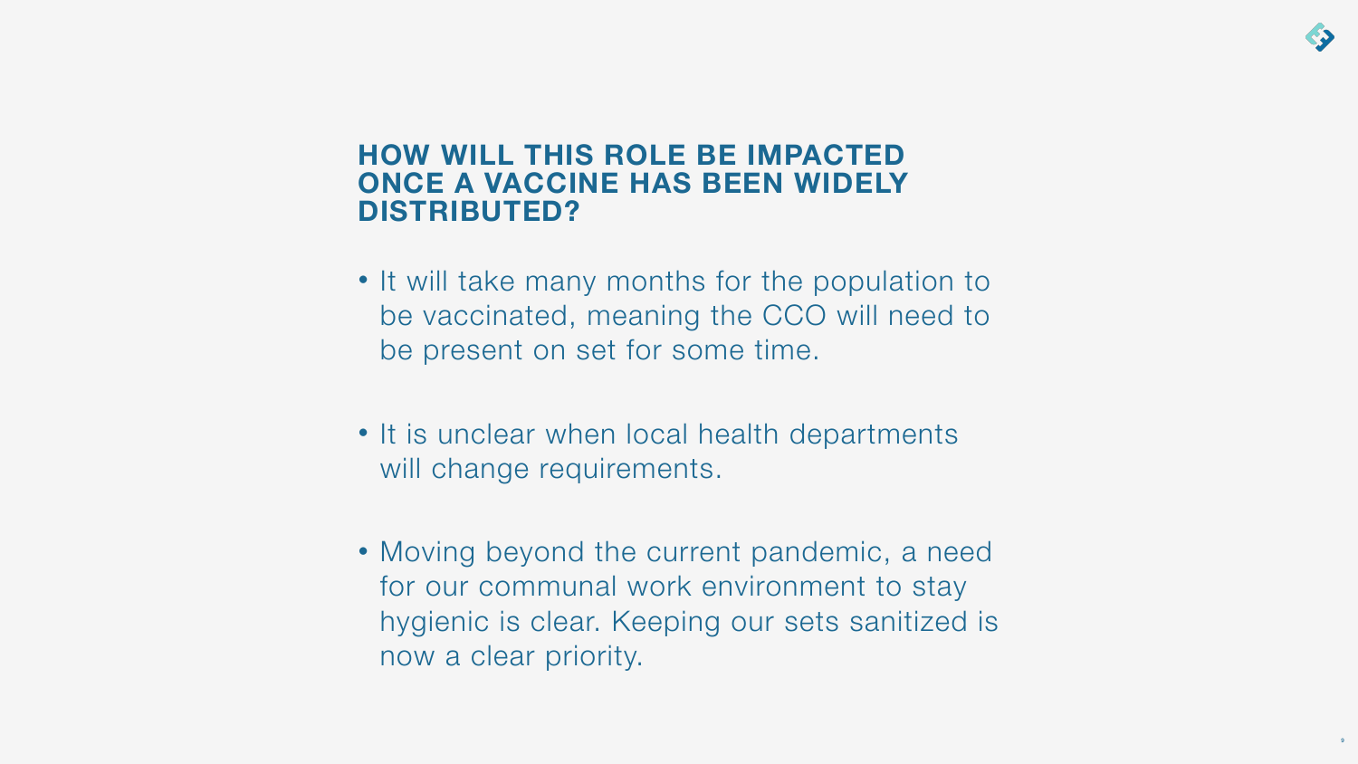## HOW WILL THIS ROLE BE IMPACTED ONCE A VACCINE HAS BEEN WIDELY DISTRIBUTED?

- It will take many months for the population to be vaccinated, meaning the CCO will need to be present on set for some time.

- It is unclear when local health departments will change requirements.

- Moving beyond the current pandemic, a need for our communal work environment to stay hygienic is clear. Keeping our sets sanitized is now a clear priority.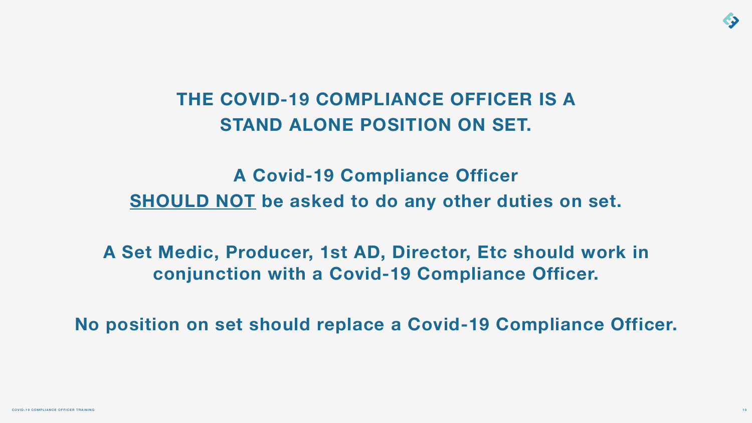## THE COVID-19 COMPLIANCE OFFICER IS A STAND ALONE POSITION ON SET.

**A Covid-19 Compliance Officer**
**<u>SHOULD NOT</u> be asked to do any other duties on set.**

**A Set Medic, Producer, 1st AD, Director, Etc should work in conjunction with a Covid-19 Compliance Officer.**

**No position on set should replace a Covid-19 Compliance Officer.**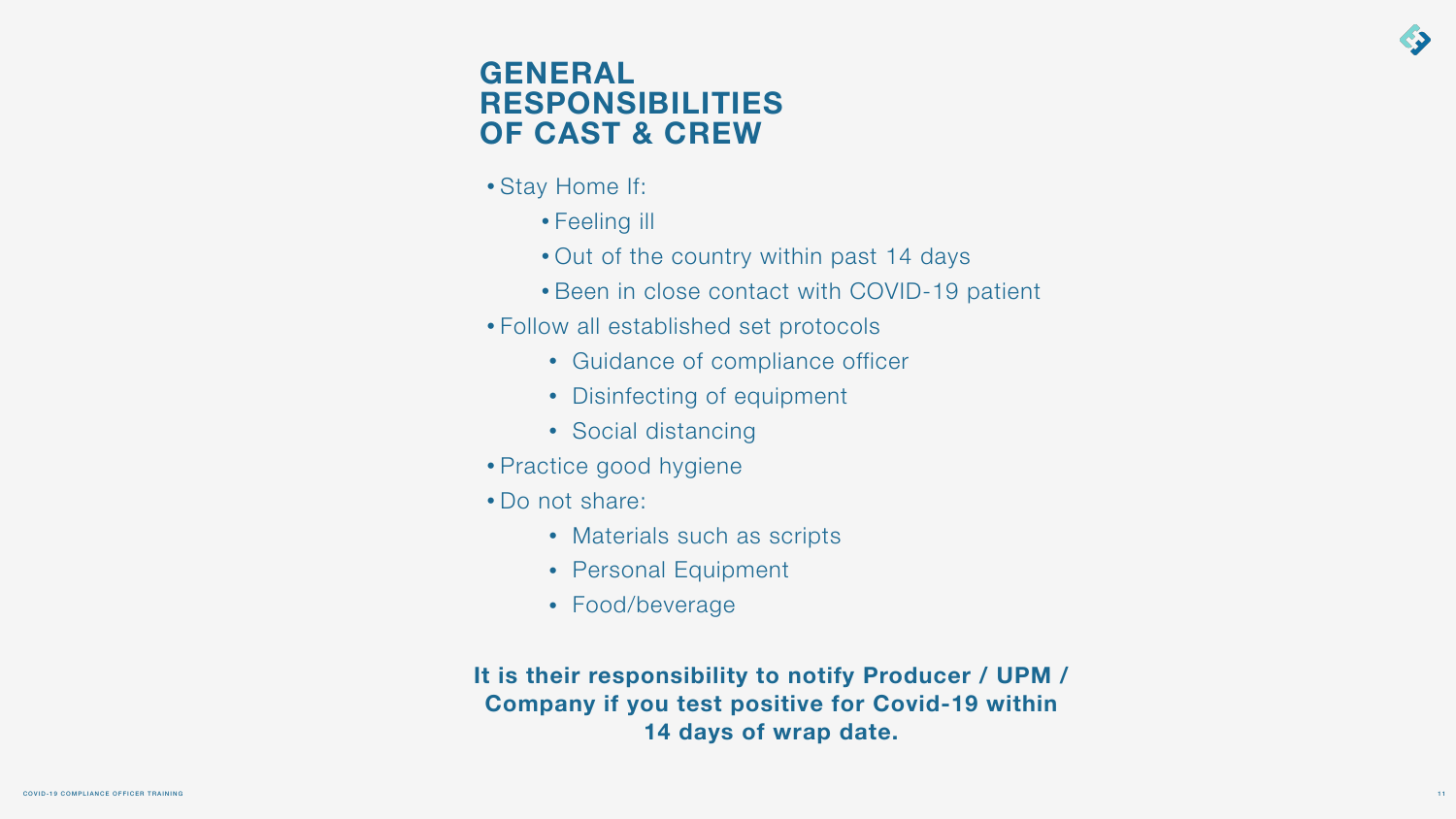# GENERAL RESPONSIBILITIES OF CAST & CREW

- Stay Home If:
  - Feeling ill
  - Out of the country within past 14 days
  - Been in close contact with COVID-19 patient
- Follow all established set protocols
  - Guidance of compliance officer
  - Disinfecting of equipment
  - Social distancing
- Practice good hygiene
- Do not share:
  - Materials such as scripts
  - Personal Equipment
  - Food/beverage

**It is their responsibility to notify Producer / UPM / Company if you test positive for Covid-19 within 14 days of wrap date.**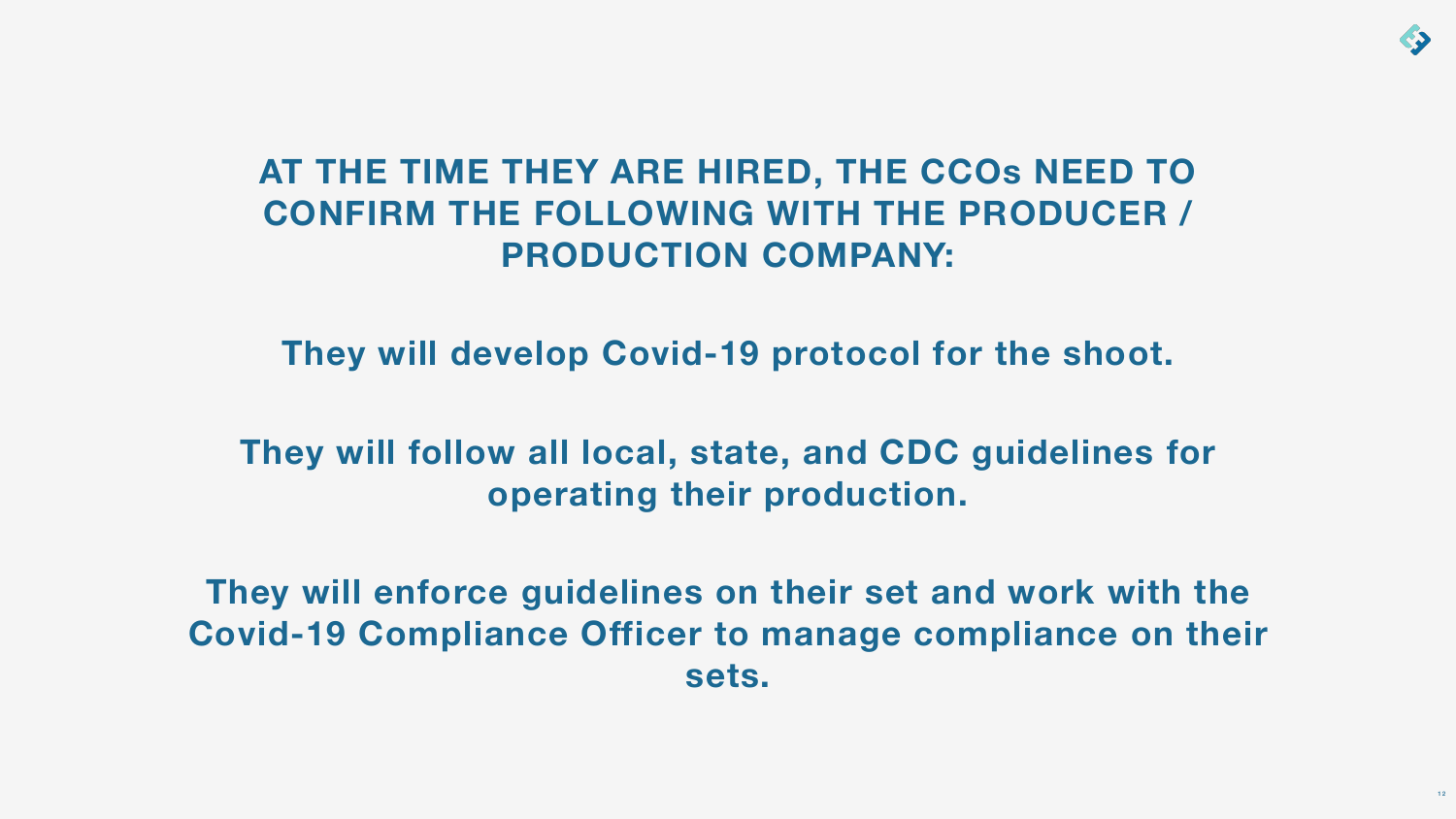# AT THE TIME THEY ARE HIRED, THE CCOs NEED TO CONFIRM THE FOLLOWING WITH THE PRODUCER / PRODUCTION COMPANY:

**They will develop Covid-19 protocol for the shoot.**

**They will follow all local, state, and CDC guidelines for operating their production.**

**They will enforce guidelines on their set and work with the Covid-19 Compliance Officer to manage compliance on their sets.**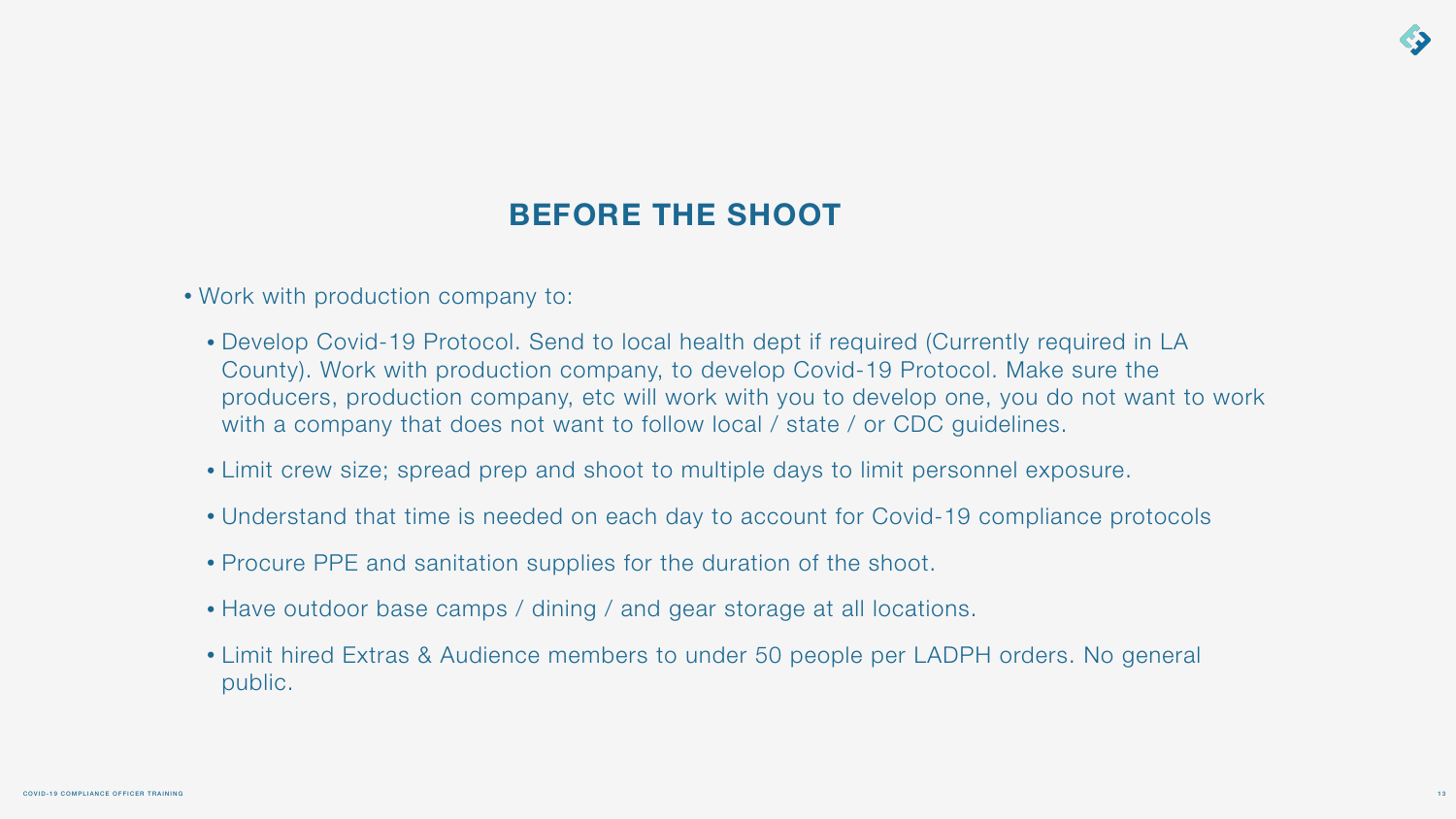## BEFORE THE SHOOT

- Work with production company to:
  - Develop Covid-19 Protocol. Send to local health dept if required (Currently required in LA County). Work with production company, to develop Covid-19 Protocol. Make sure the producers, production company, etc will work with you to develop one, you do not want to work with a company that does not want to follow local / state / or CDC guidelines.
  - Limit crew size; spread prep and shoot to multiple days to limit personnel exposure.
  - Understand that time is needed on each day to account for Covid-19 compliance protocols
  - Procure PPE and sanitation supplies for the duration of the shoot.
  - Have outdoor base camps / dining / and gear storage at all locations.
  - Limit hired Extras & Audience members to under 50 people per LADPH orders. No general public.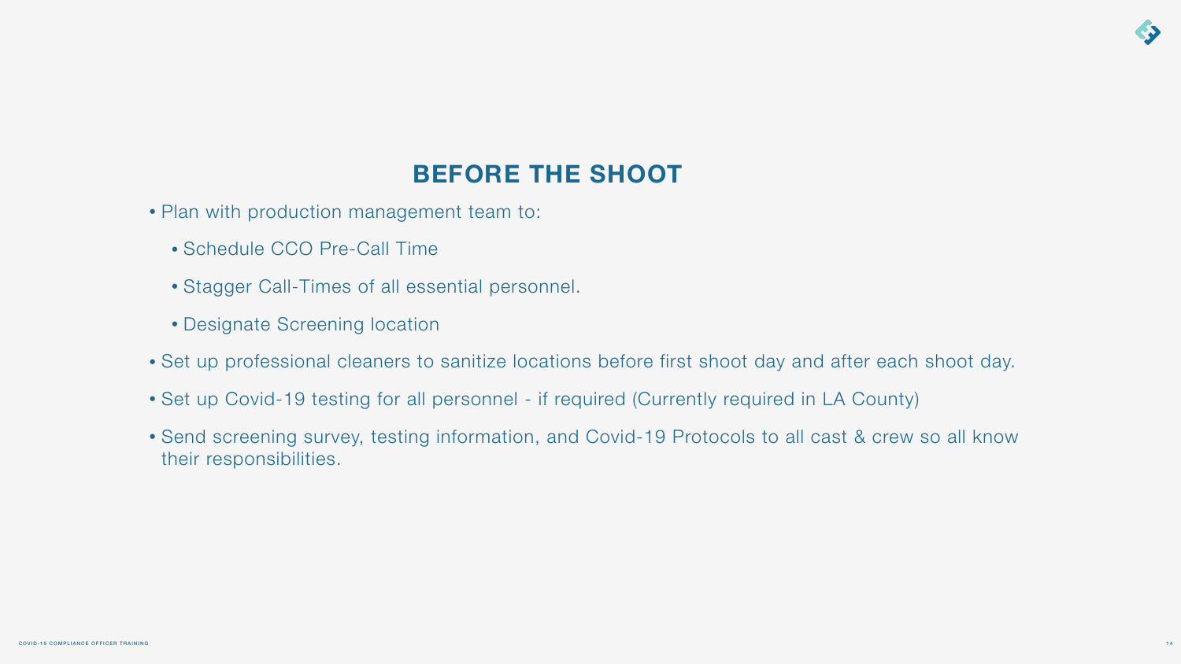## BEFORE THE SHOOT

- Plan with production management team to:
  - Schedule CCO Pre-Call Time
  - Stagger Call-Times of all essential personnel.
  - Designate Screening location
- Set up professional cleaners to sanitize locations before first shoot day and after each shoot day.
- Set up Covid-19 testing for all personnel - if required (Currently required in LA County)
- Send screening survey, testing information, and Covid-19 Protocols to all cast & crew so all know their responsibilities.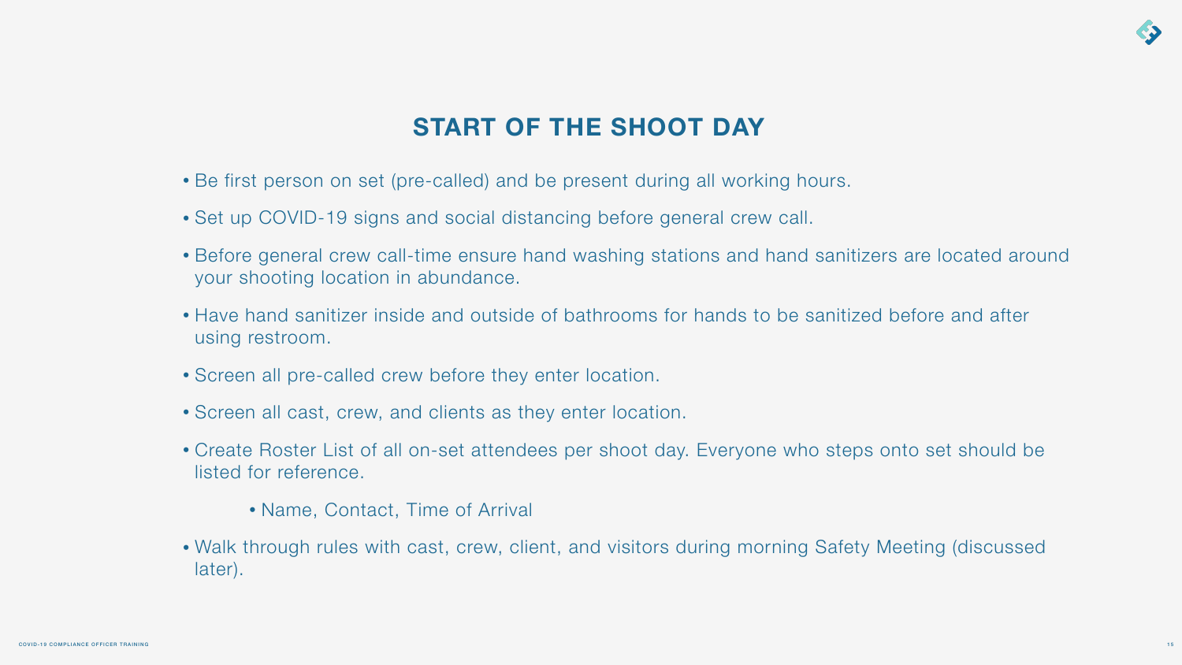# START OF THE SHOOT DAY

- Be first person on set (pre-called) and be present during all working hours.
- Set up COVID-19 signs and social distancing before general crew call.
- Before general crew call-time ensure hand washing stations and hand sanitizers are located around your shooting location in abundance.
- Have hand sanitizer inside and outside of bathrooms for hands to be sanitized before and after using restroom.
- Screen all pre-called crew before they enter location.
- Screen all cast, crew, and clients as they enter location.
- Create Roster List of all on-set attendees per shoot day. Everyone who steps onto set should be listed for reference.
    - Name, Contact, Time of Arrival
- Walk through rules with cast, crew, client, and visitors during morning Safety Meeting (discussed later).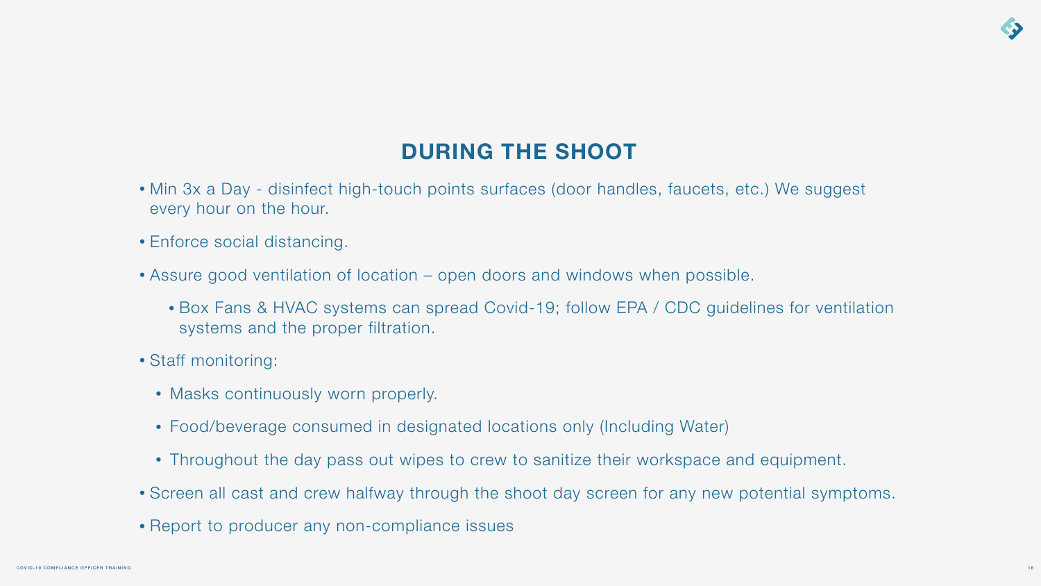## DURING THE SHOOT

- Min 3x a Day - disinfect high-touch points surfaces (door handles, faucets, etc.) We suggest every hour on the hour.
- Enforce social distancing.
- Assure good ventilation of location – open doors and windows when possible.
  - Box Fans & HVAC systems can spread Covid-19; follow EPA / CDC guidelines for ventilation systems and the proper filtration.
- Staff monitoring:
  - Masks continuously worn properly.
  - Food/beverage consumed in designated locations only (Including Water)
  - Throughout the day pass out wipes to crew to sanitize their workspace and equipment.
- Screen all cast and crew halfway through the shoot day screen for any new potential symptoms.
- Report to producer any non-compliance issues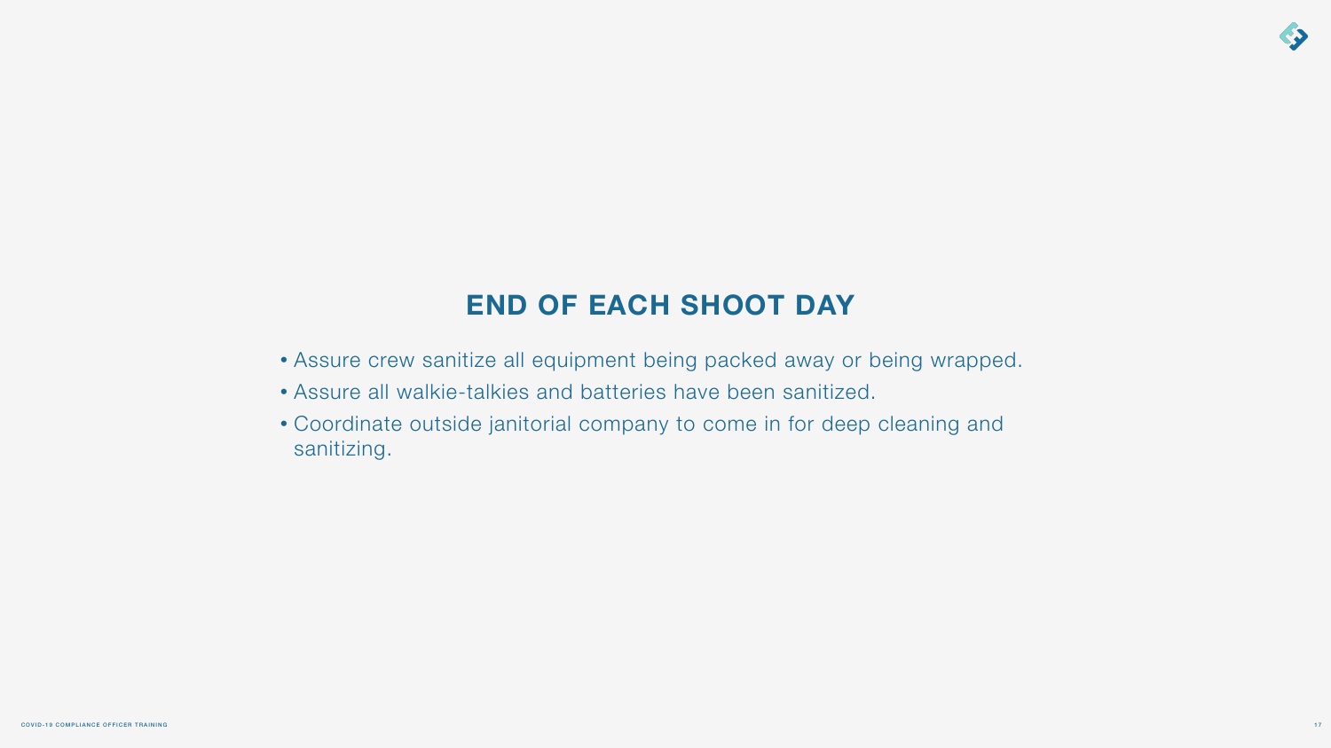## END OF EACH SHOOT DAY

- Assure crew sanitize all equipment being packed away or being wrapped.
- Assure all walkie-talkies and batteries have been sanitized.
- Coordinate outside janitorial company to come in for deep cleaning and sanitizing.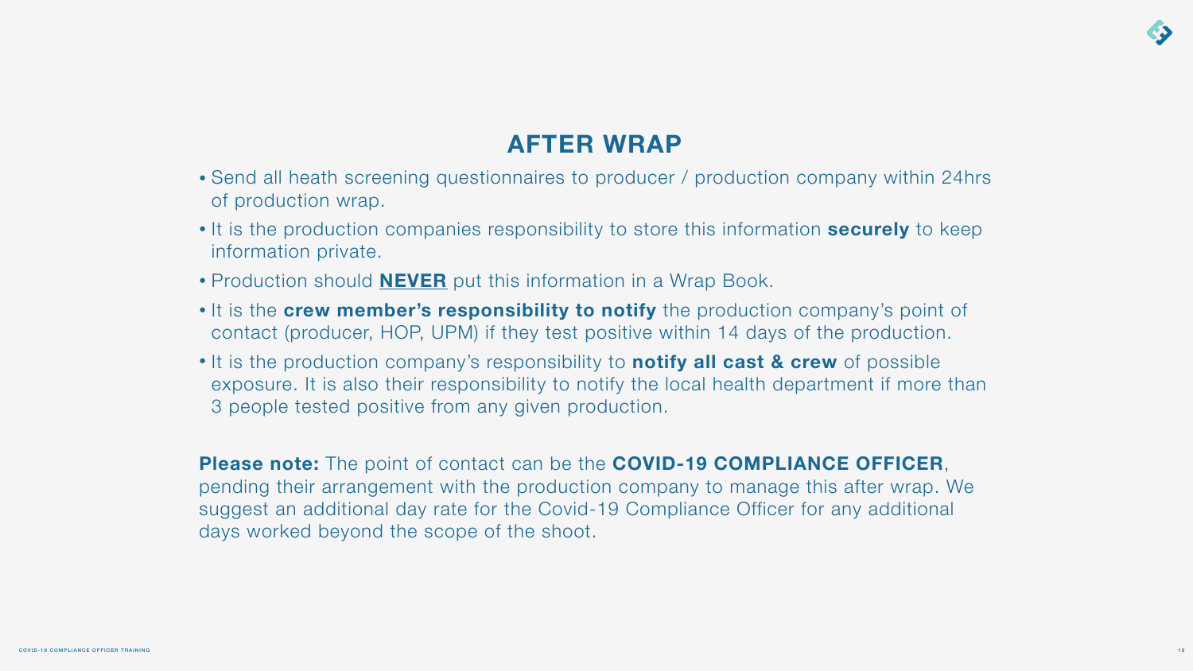## AFTER WRAP

- Send all heath screening questionnaires to producer / production company within 24hrs of production wrap.
- It is the production companies responsibility to store this information **securely** to keep information private.
- Production should **<u>NEVER</u>** put this information in a Wrap Book.
- It is the **crew member's responsibility to notify** the production company's point of contact (producer, HOP, UPM) if they test positive within 14 days of the production.
- It is the production company's responsibility to **notify all cast & crew** of possible exposure. It is also their responsibility to notify the local health department if more than 3 people tested positive from any given production.

**Please note:** The point of contact can be the **COVID-19 COMPLIANCE OFFICER**, pending their arrangement with the production company to manage this after wrap. We suggest an additional day rate for the Covid-19 Compliance Officer for any additional days worked beyond the scope of the shoot.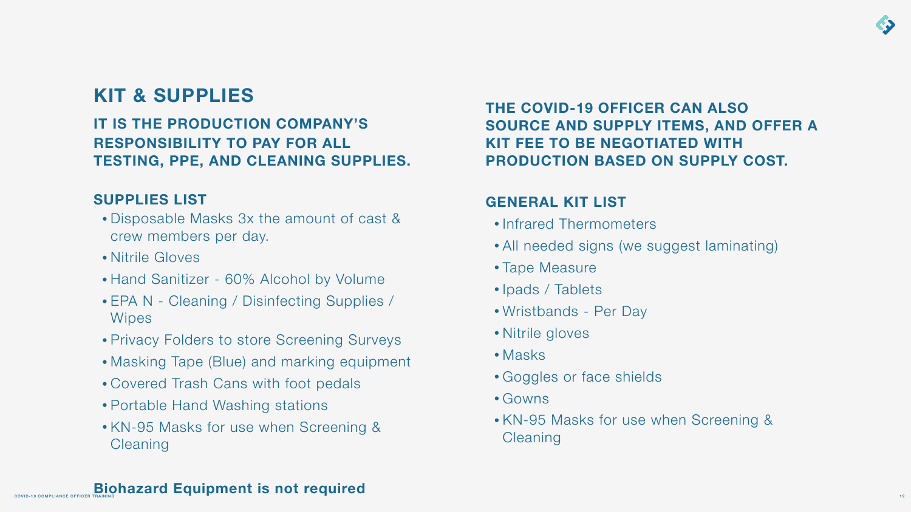## KIT & SUPPLIES

### IT IS THE PRODUCTION COMPANY'S RESPONSIBILITY TO PAY FOR ALL TESTING, PPE, AND CLEANING SUPPLIES.

### SUPPLIES LIST

- Disposable Masks 3x the amount of cast & crew members per day.
- Nitrile Gloves
- Hand Sanitizer - 60% Alcohol by Volume
- EPA N - Cleaning / Disinfecting Supplies / Wipes
- Privacy Folders to store Screening Surveys
- Masking Tape (Blue) and marking equipment
- Covered Trash Cans with foot pedals
- Portable Hand Washing stations
- KN-95 Masks for use when Screening & Cleaning

**Biohazard Equipment is not required**

### THE COVID-19 OFFICER CAN ALSO SOURCE AND SUPPLY ITEMS, AND OFFER A KIT FEE TO BE NEGOTIATED WITH PRODUCTION BASED ON SUPPLY COST.

### GENERAL KIT LIST

- Infrared Thermometers
- All needed signs (we suggest laminating)
- Tape Measure
- Ipads / Tablets
- Wristbands - Per Day
- Nitrile gloves
- Masks
- Goggles or face shields
- Gowns
- KN-95 Masks for use when Screening & Cleaning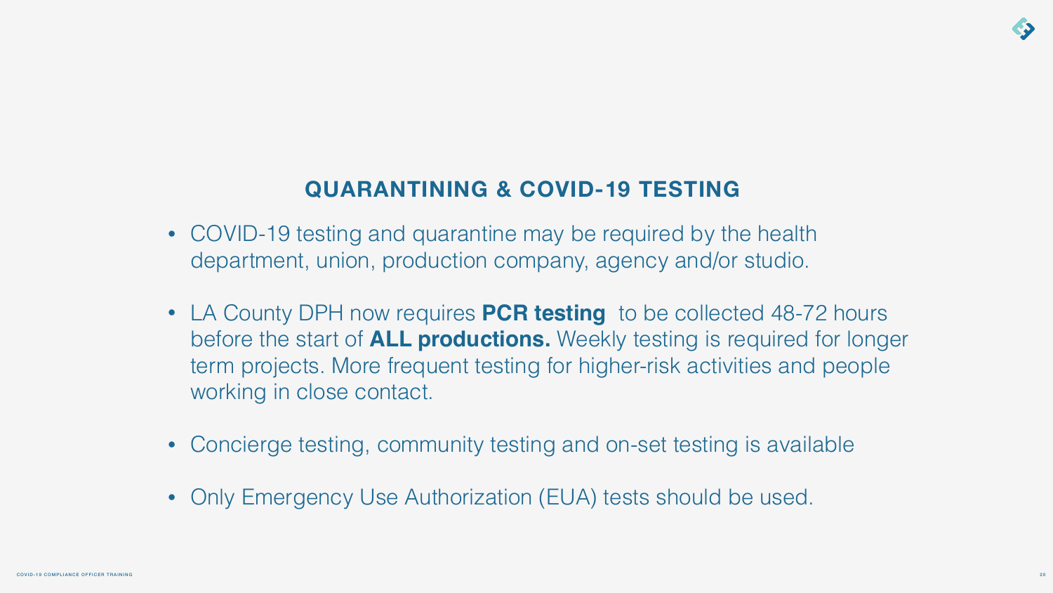## QUARANTINING & COVID-19 TESTING

- COVID-19 testing and quarantine may be required by the health department, union, production company, agency and/or studio.
- LA County DPH now requires **PCR testing** to be collected 48-72 hours before the start of **ALL productions.** Weekly testing is required for longer term projects. More frequent testing for higher-risk activities and people working in close contact.
- Concierge testing, community testing and on-set testing is available
- Only Emergency Use Authorization (EUA) tests should be used.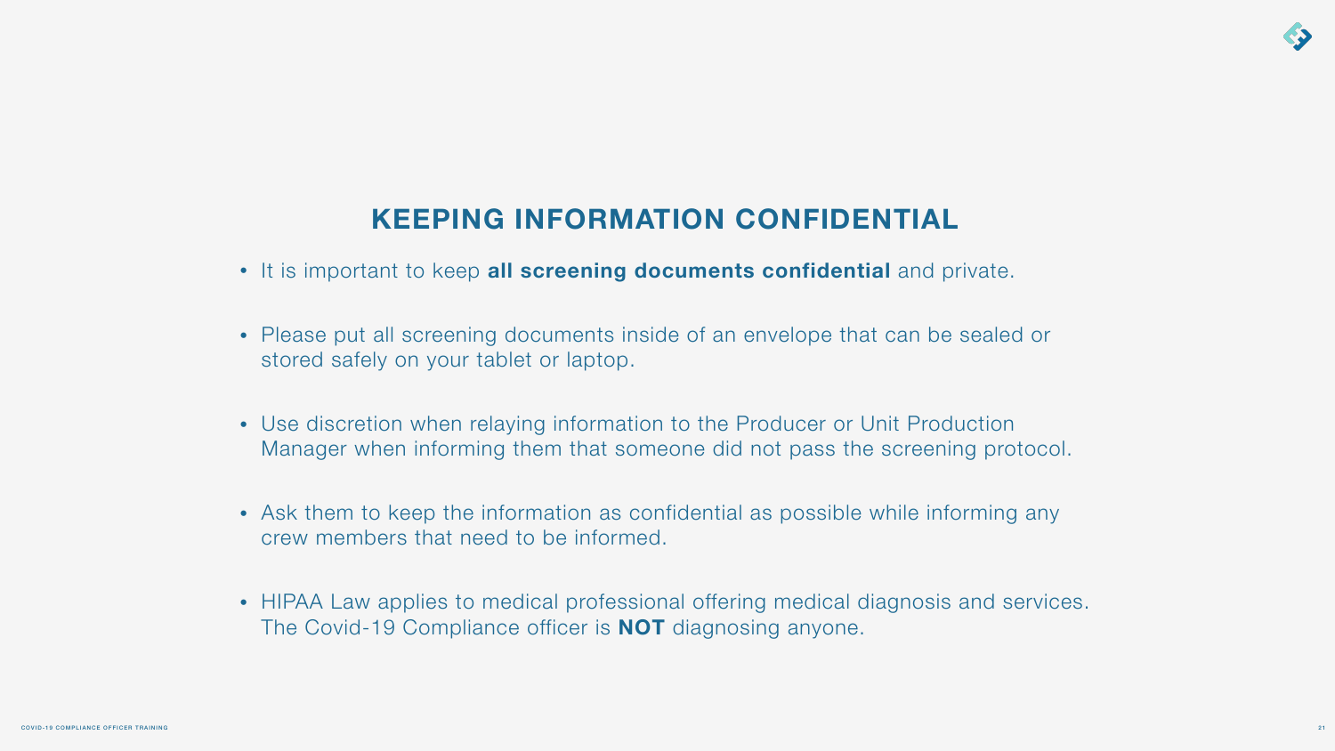## KEEPING INFORMATION CONFIDENTIAL

- It is important to keep **all screening documents confidential** and private.
- Please put all screening documents inside of an envelope that can be sealed or stored safely on your tablet or laptop.
- Use discretion when relaying information to the Producer or Unit Production Manager when informing them that someone did not pass the screening protocol.
- Ask them to keep the information as confidential as possible while informing any crew members that need to be informed.
- HIPAA Law applies to medical professional offering medical diagnosis and services. The Covid-19 Compliance officer is **NOT** diagnosing anyone.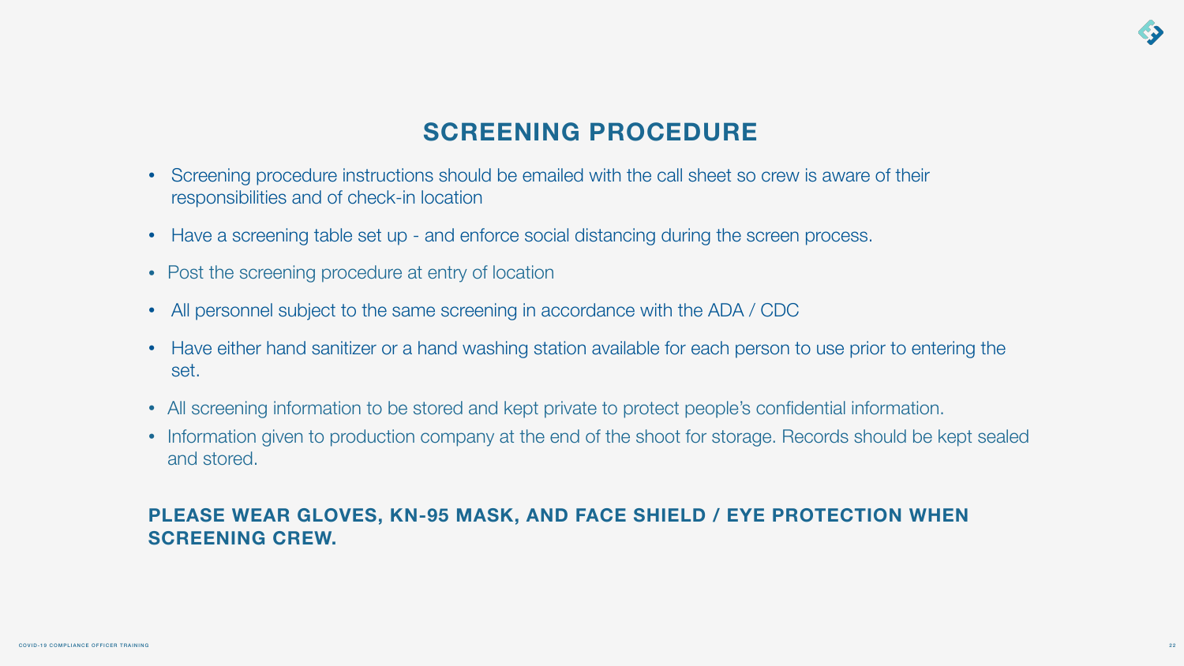# SCREENING PROCEDURE

- Screening procedure instructions should be emailed with the call sheet so crew is aware of their responsibilities and of check-in location
- Have a screening table set up - and enforce social distancing during the screen process.
- Post the screening procedure at entry of location
- All personnel subject to the same screening in accordance with the ADA / CDC
- Have either hand sanitizer or a hand washing station available for each person to use prior to entering the set.
- All screening information to be stored and kept private to protect people's confidential information.
- Information given to production company at the end of the shoot for storage. Records should be kept sealed and stored.

**PLEASE WEAR GLOVES, KN-95 MASK, AND FACE SHIELD / EYE PROTECTION WHEN SCREENING CREW.**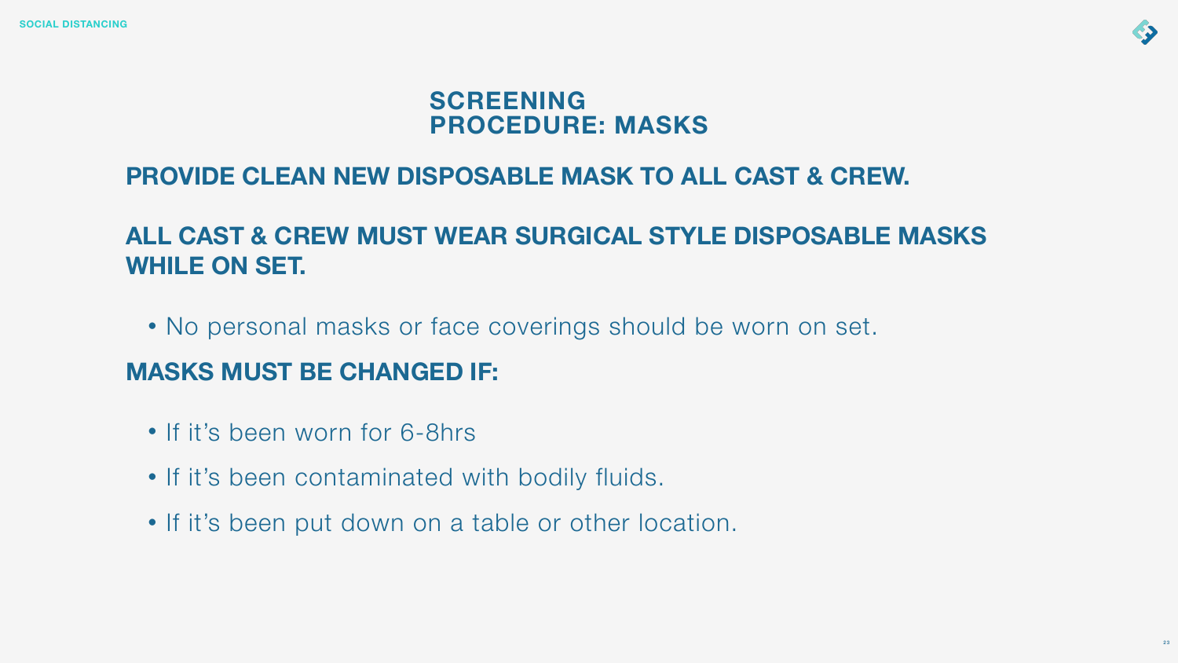# SCREENING PROCEDURE: MASKS

## PROVIDE CLEAN NEW DISPOSABLE MASK TO ALL CAST & CREW.

## ALL CAST & CREW MUST WEAR SURGICAL STYLE DISPOSABLE MASKS WHILE ON SET.

- No personal masks or face coverings should be worn on set.

## MASKS MUST BE CHANGED IF:

- If it's been worn for 6-8hrs
- If it's been contaminated with bodily fluids.
- If it's been put down on a table or other location.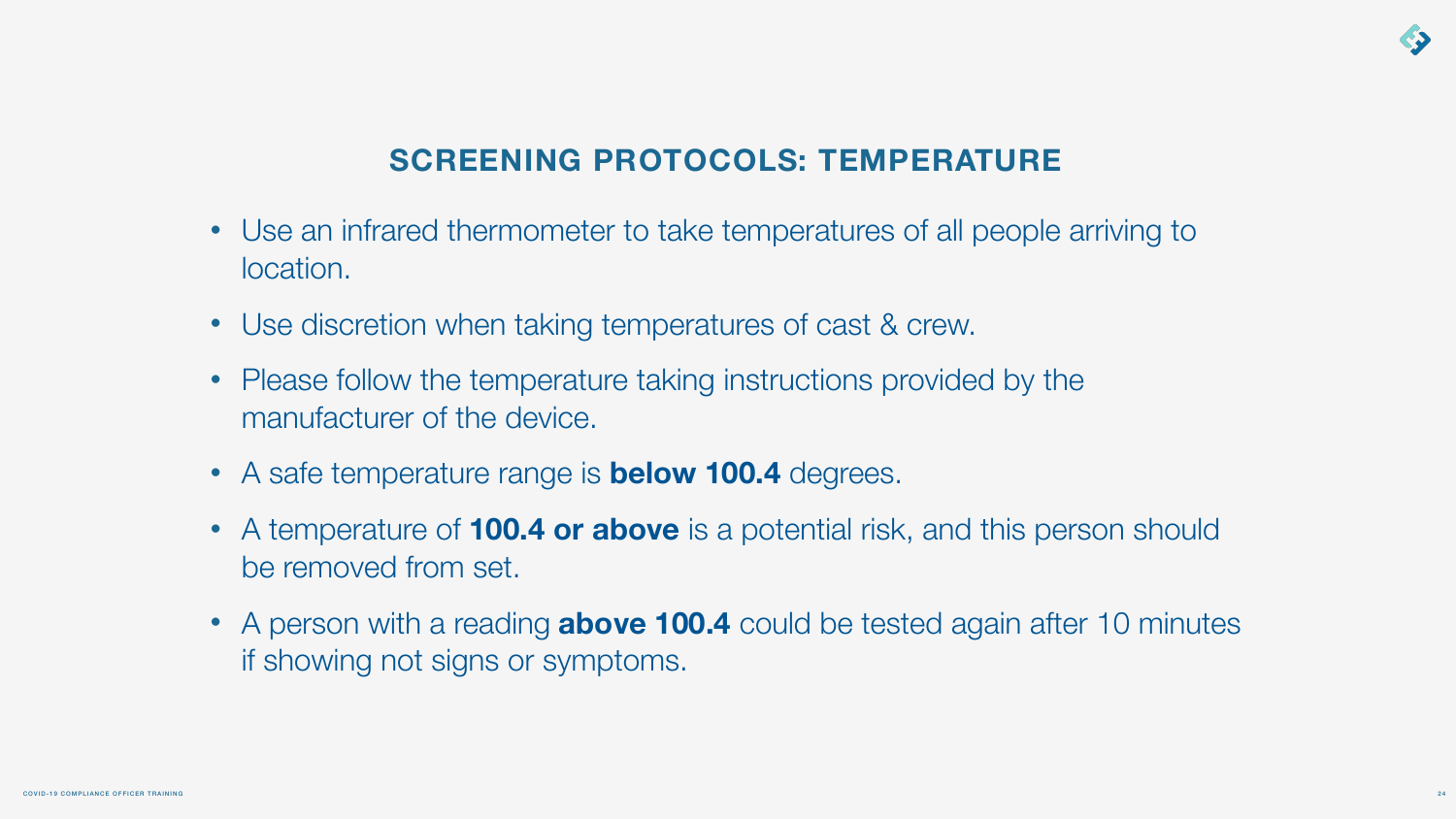## SCREENING PROTOCOLS: TEMPERATURE

- Use an infrared thermometer to take temperatures of all people arriving to location.
- Use discretion when taking temperatures of cast & crew.
- Please follow the temperature taking instructions provided by the manufacturer of the device.
- A safe temperature range is **below 100.4** degrees.
- A temperature of **100.4 or above** is a potential risk, and this person should be removed from set.
- A person with a reading **above 100.4** could be tested again after 10 minutes if showing not signs or symptoms.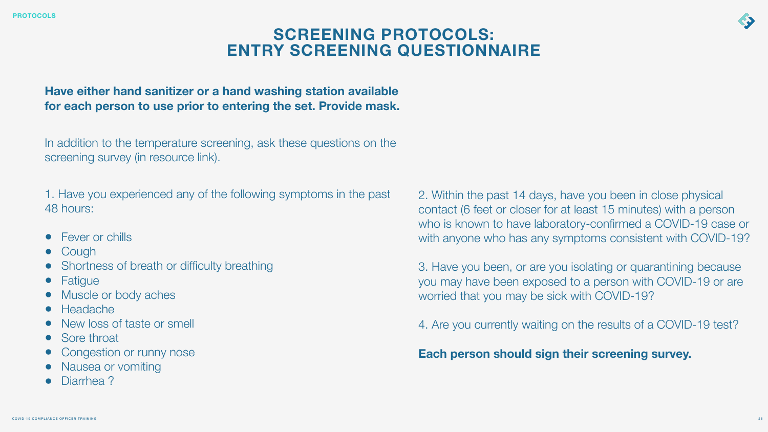# SCREENING PROTOCOLS: ENTRY SCREENING QUESTIONNAIRE

**Have either hand sanitizer or a hand washing station available for each person to use prior to entering the set. Provide mask.**

In addition to the temperature screening, ask these questions on the screening survey (in resource link).

1. Have you experienced any of the following symptoms in the past 48 hours:

- Fever or chills
- Cough
- Shortness of breath or difficulty breathing
- Fatigue
- Muscle or body aches
- Headache
- New loss of taste or smell
- Sore throat
- Congestion or runny nose
- Nausea or vomiting
- Diarrhea ?

2. Within the past 14 days, have you been in close physical contact (6 feet or closer for at least 15 minutes) with a person who is known to have laboratory-confirmed a COVID-19 case or with anyone who has any symptoms consistent with COVID-19?

3. Have you been, or are you isolating or quarantining because you may have been exposed to a person with COVID-19 or are worried that you may be sick with COVID-19?

4. Are you currently waiting on the results of a COVID-19 test?

**Each person should sign their screening survey.**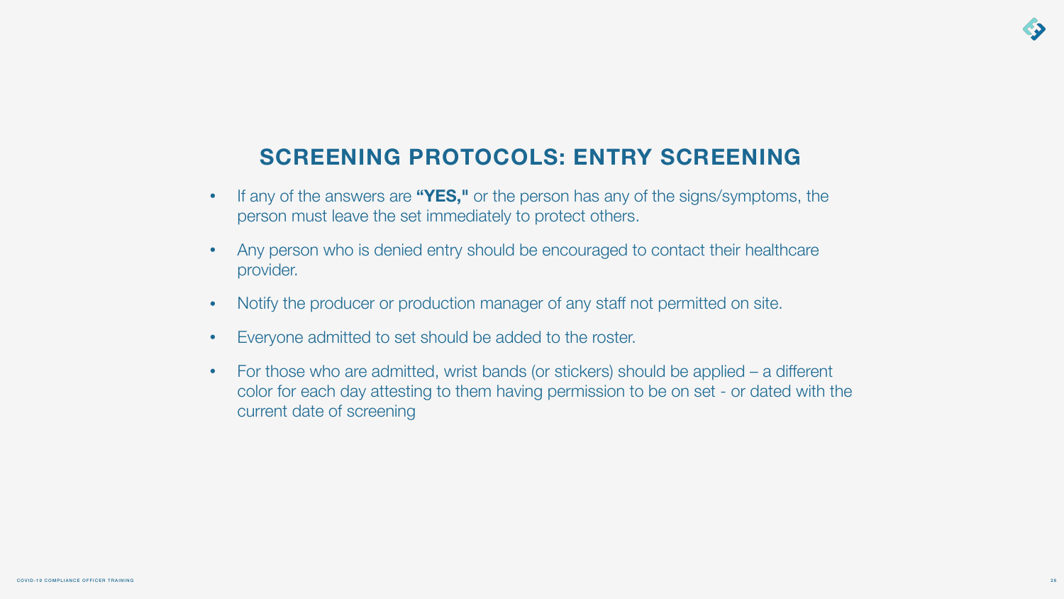## SCREENING PROTOCOLS: ENTRY SCREENING

- If any of the answers are **"YES,"** or the person has any of the signs/symptoms, the person must leave the set immediately to protect others.
- Any person who is denied entry should be encouraged to contact their healthcare provider.
- Notify the producer or production manager of any staff not permitted on site.
- Everyone admitted to set should be added to the roster.
- For those who are admitted, wrist bands (or stickers) should be applied – a different color for each day attesting to them having permission to be on set - or dated with the current date of screening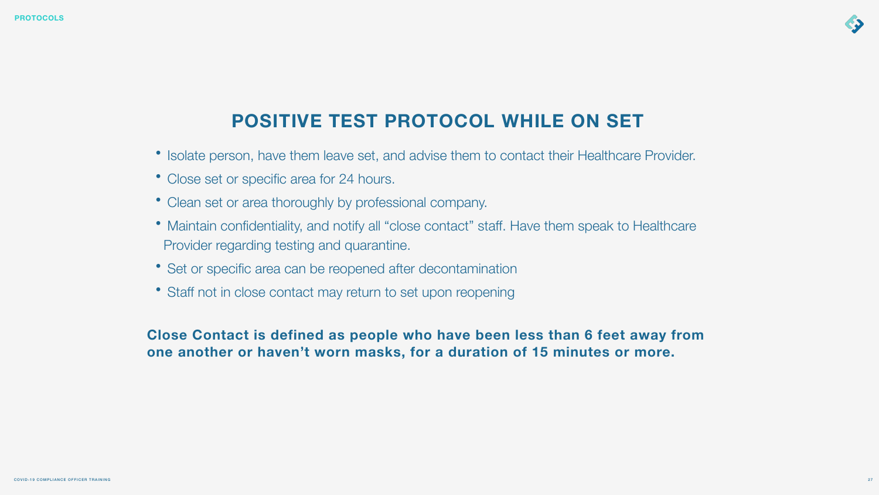# POSITIVE TEST PROTOCOL WHILE ON SET

- Isolate person, have them leave set, and advise them to contact their Healthcare Provider.
- Close set or specific area for 24 hours.
- Clean set or area thoroughly by professional company.
- Maintain confidentiality, and notify all "close contact" staff. Have them speak to Healthcare Provider regarding testing and quarantine.
- Set or specific area can be reopened after decontamination
- Staff not in close contact may return to set upon reopening

**Close Contact is defined as people who have been less than 6 feet away from one another or haven't worn masks, for a duration of 15 minutes or more.**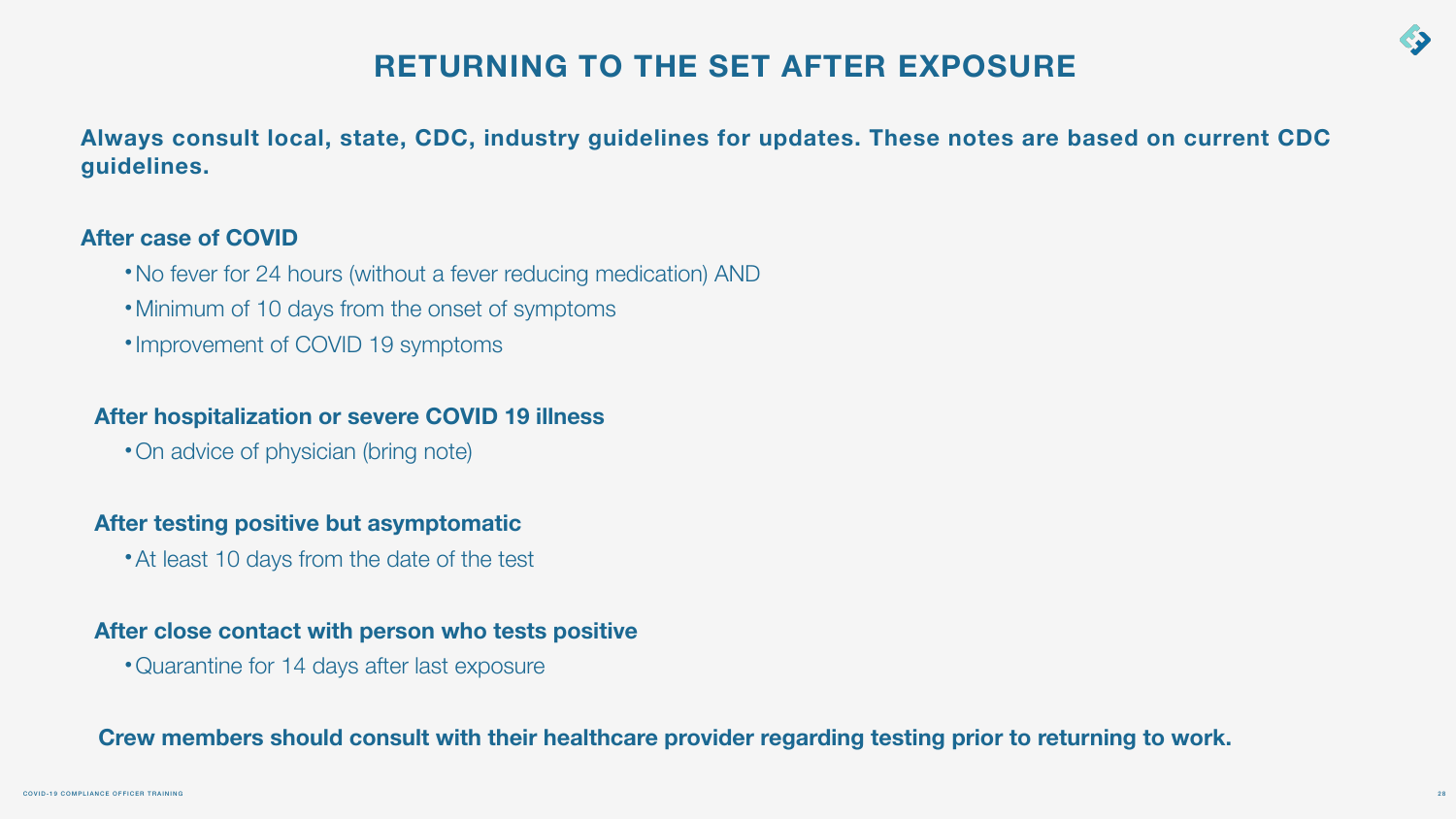# RETURNING TO THE SET AFTER EXPOSURE

**Always consult local, state, CDC, industry guidelines for updates. These notes are based on current CDC guidelines.**

### After case of COVID

- No fever for 24 hours (without a fever reducing medication) AND
- Minimum of 10 days from the onset of symptoms
- Improvement of COVID 19 symptoms

### After hospitalization or severe COVID 19 illness

- On advice of physician (bring note)

### After testing positive but asymptomatic

- At least 10 days from the date of the test

### After close contact with person who tests positive

- Quarantine for 14 days after last exposure

**Crew members should consult with their healthcare provider regarding testing prior to returning to work.**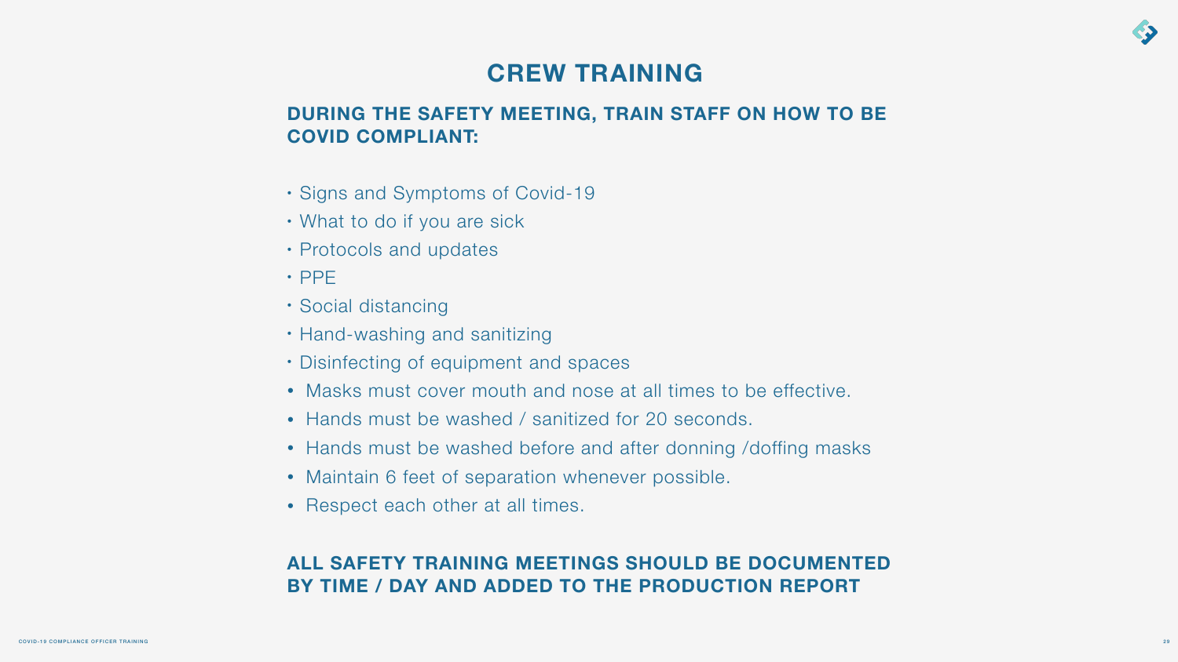# CREW TRAINING

## DURING THE SAFETY MEETING, TRAIN STAFF ON HOW TO BE COVID COMPLIANT:

- Signs and Symptoms of Covid-19
- What to do if you are sick
- Protocols and updates
- PPE
- Social distancing
- Hand-washing and sanitizing
- Disinfecting of equipment and spaces
- Masks must cover mouth and nose at all times to be effective.
- Hands must be washed / sanitized for 20 seconds.
- Hands must be washed before and after donning /doffing masks
- Maintain 6 feet of separation whenever possible.
- Respect each other at all times.

## ALL SAFETY TRAINING MEETINGS SHOULD BE DOCUMENTED BY TIME / DAY AND ADDED TO THE PRODUCTION REPORT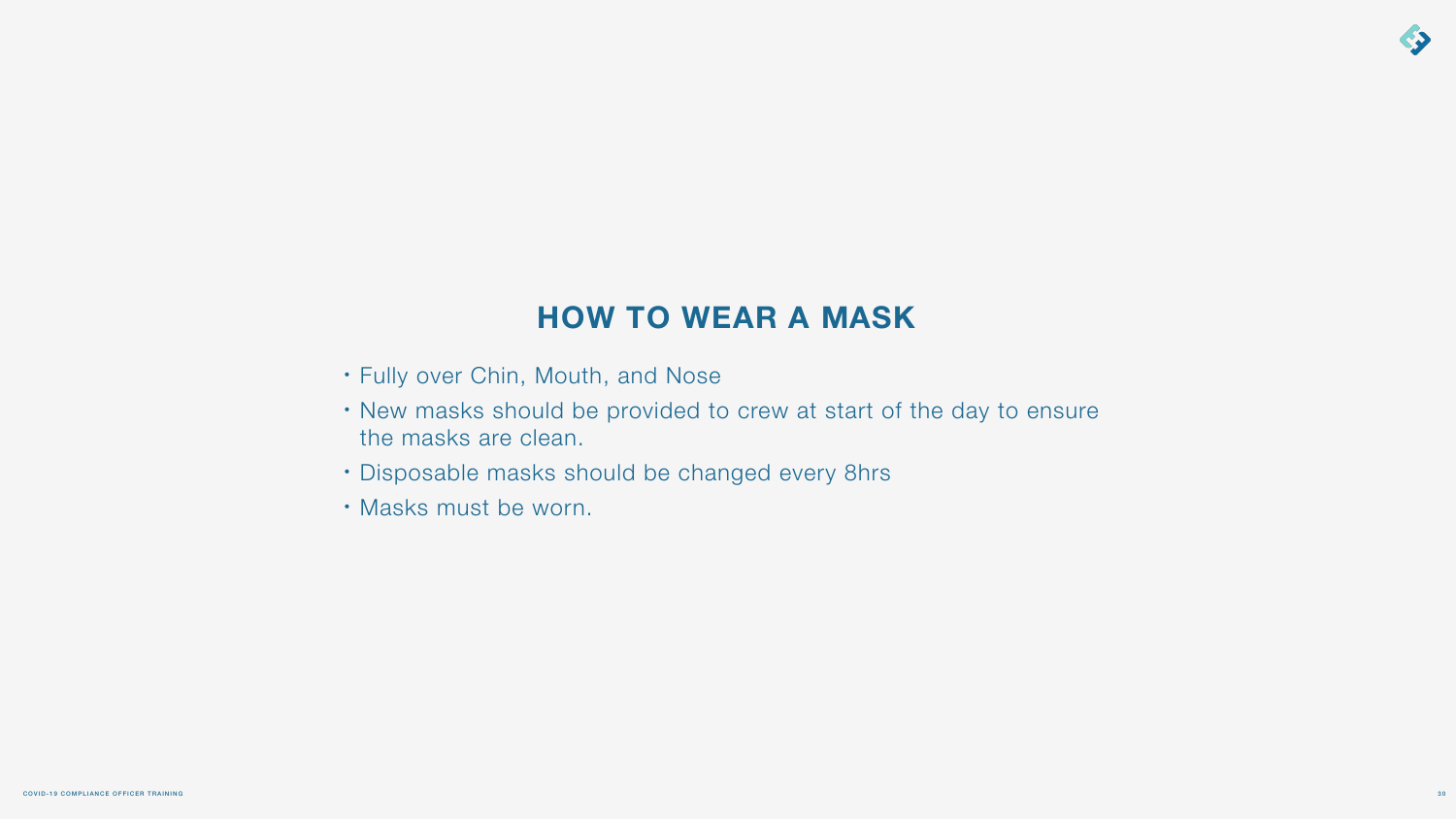## HOW TO WEAR A MASK

- Fully over Chin, Mouth, and Nose
- New masks should be provided to crew at start of the day to ensure the masks are clean.
- Disposable masks should be changed every 8hrs
- Masks must be worn.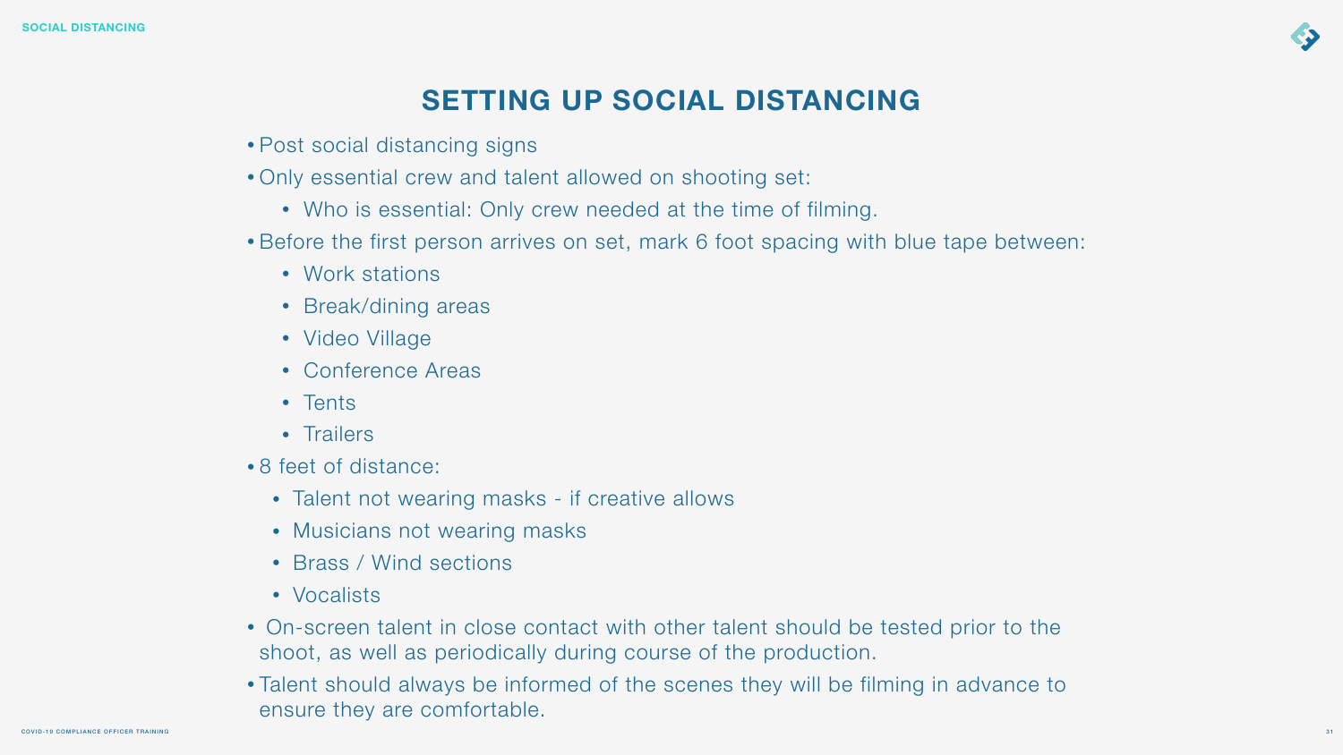# SETTING UP SOCIAL DISTANCING

- Post social distancing signs
- Only essential crew and talent allowed on shooting set:
  - Who is essential: Only crew needed at the time of filming.
- Before the first person arrives on set, mark 6 foot spacing with blue tape between:
  - Work stations
  - Break/dining areas
  - Video Village
  - Conference Areas
  - Tents
  - Trailers
- 8 feet of distance:
  - Talent not wearing masks - if creative allows
  - Musicians not wearing masks
  - Brass / Wind sections
  - Vocalists
- On-screen talent in close contact with other talent should be tested prior to the shoot, as well as periodically during course of the production.
- Talent should always be informed of the scenes they will be filming in advance to ensure they are comfortable.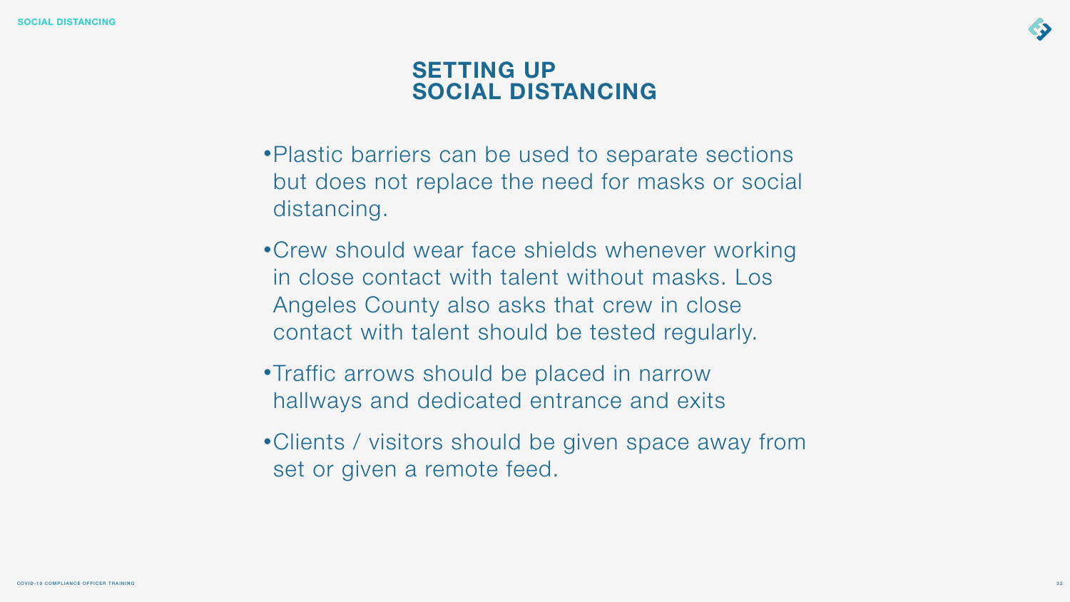# SETTING UP SOCIAL DISTANCING

- Plastic barriers can be used to separate sections but does not replace the need for masks or social distancing.
- Crew should wear face shields whenever working in close contact with talent without masks. Los Angeles County also asks that crew in close contact with talent should be tested regularly.
- Traffic arrows should be placed in narrow hallways and dedicated entrance and exits
- Clients / visitors should be given space away from set or given a remote feed.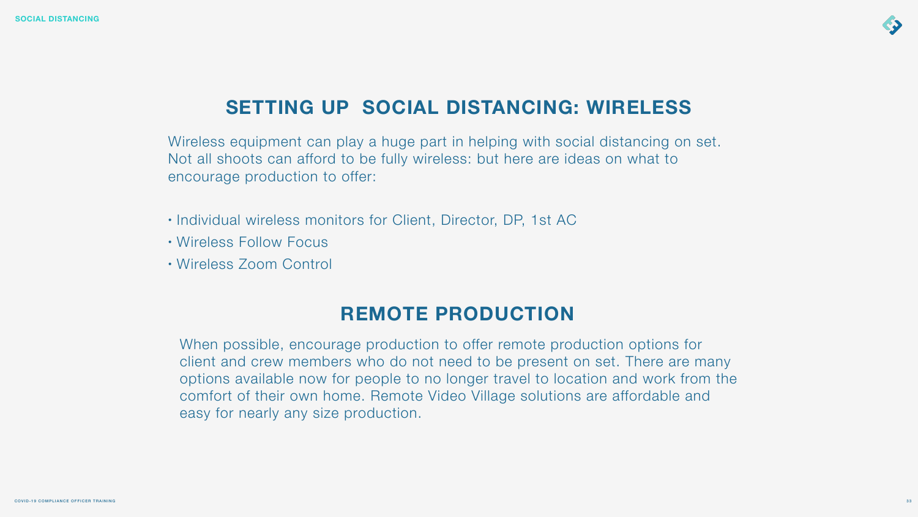## SETTING UP SOCIAL DISTANCING: WIRELESS

Wireless equipment can play a huge part in helping with social distancing on set. Not all shoots can afford to be fully wireless: but here are ideas on what to encourage production to offer:

- Individual wireless monitors for Client, Director, DP, 1st AC
- Wireless Follow Focus
- Wireless Zoom Control

## REMOTE PRODUCTION

When possible, encourage production to offer remote production options for client and crew members who do not need to be present on set. There are many options available now for people to no longer travel to location and work from the comfort of their own home. Remote Video Village solutions are affordable and easy for nearly any size production.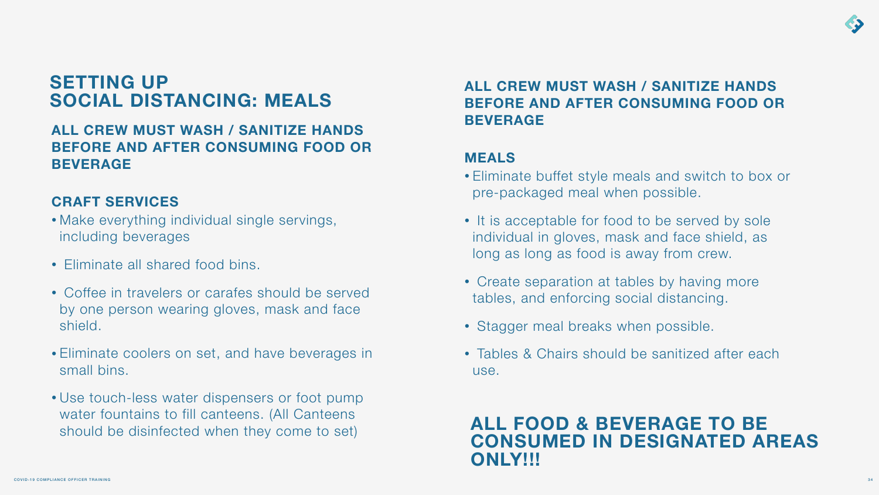# SETTING UP SOCIAL DISTANCING: MEALS

**ALL CREW MUST WASH / SANITIZE HANDS BEFORE AND AFTER CONSUMING FOOD OR BEVERAGE**

### CRAFT SERVICES

- Make everything individual single servings, including beverages
- Eliminate all shared food bins.
- Coffee in travelers or carafes should be served by one person wearing gloves, mask and face shield.
- Eliminate coolers on set, and have beverages in small bins.
- Use touch-less water dispensers or foot pump water fountains to fill canteens. (All Canteens should be disinfected when they come to set)

**ALL CREW MUST WASH / SANITIZE HANDS BEFORE AND AFTER CONSUMING FOOD OR BEVERAGE**

### MEALS

- Eliminate buffet style meals and switch to box or pre-packaged meal when possible.
- It is acceptable for food to be served by sole individual in gloves, mask and face shield, as long as long as food is away from crew.
- Create separation at tables by having more tables, and enforcing social distancing.
- Stagger meal breaks when possible.
- Tables & Chairs should be sanitized after each use.

## ALL FOOD & BEVERAGE TO BE CONSUMED IN DESIGNATED AREAS ONLY!!!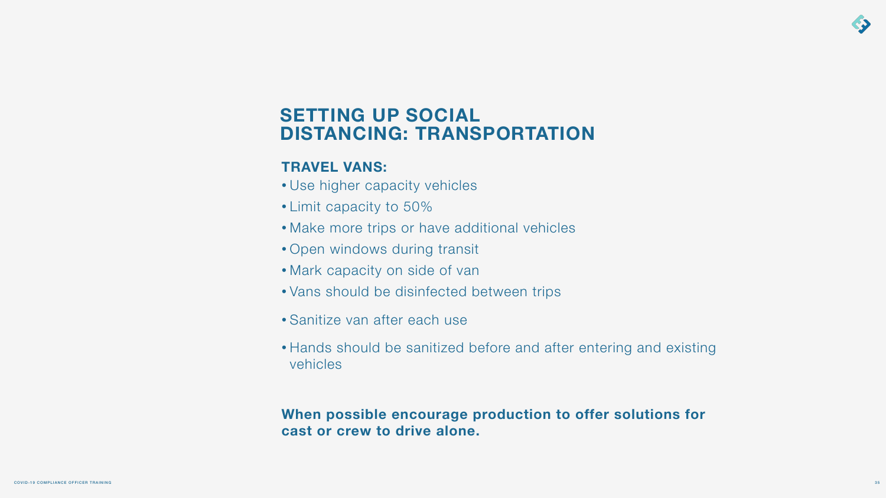# SETTING UP SOCIAL DISTANCING: TRANSPORTATION

### TRAVEL VANS:

- Use higher capacity vehicles
- Limit capacity to 50%
- Make more trips or have additional vehicles
- Open windows during transit
- Mark capacity on side of van
- Vans should be disinfected between trips
- Sanitize van after each use
- Hands should be sanitized before and after entering and existing vehicles

**When possible encourage production to offer solutions for cast or crew to drive alone.**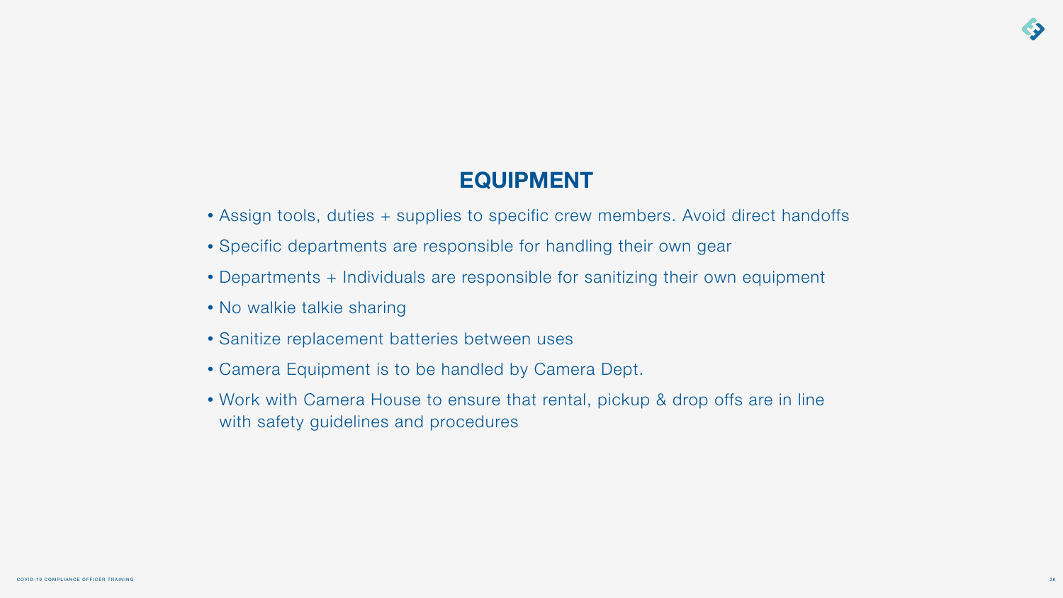## EQUIPMENT

- Assign tools, duties + supplies to specific crew members. Avoid direct handoffs
- Specific departments are responsible for handling their own gear
- Departments + Individuals are responsible for sanitizing their own equipment
- No walkie talkie sharing
- Sanitize replacement batteries between uses
- Camera Equipment is to be handled by Camera Dept.
- Work with Camera House to ensure that rental, pickup & drop offs are in line with safety guidelines and procedures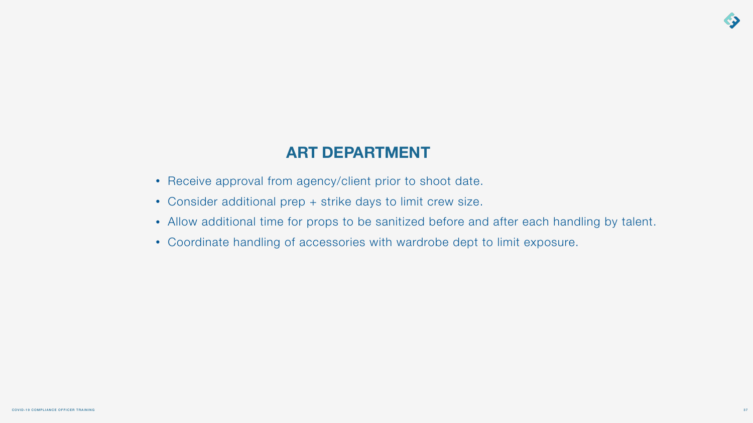## ART DEPARTMENT

- Receive approval from agency/client prior to shoot date.
- Consider additional prep + strike days to limit crew size.
- Allow additional time for props to be sanitized before and after each handling by talent.
- Coordinate handling of accessories with wardrobe dept to limit exposure.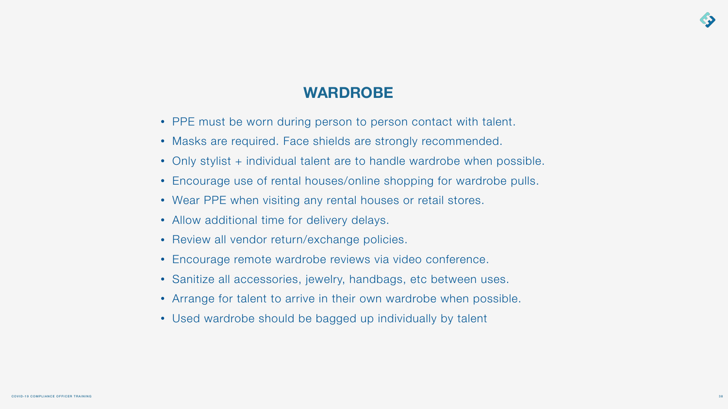## WARDROBE

- PPE must be worn during person to person contact with talent.
- Masks are required. Face shields are strongly recommended.
- Only stylist + individual talent are to handle wardrobe when possible.
- Encourage use of rental houses/online shopping for wardrobe pulls.
- Wear PPE when visiting any rental houses or retail stores.
- Allow additional time for delivery delays.
- Review all vendor return/exchange policies.
- Encourage remote wardrobe reviews via video conference.
- Sanitize all accessories, jewelry, handbags, etc between uses.
- Arrange for talent to arrive in their own wardrobe when possible.
- Used wardrobe should be bagged up individually by talent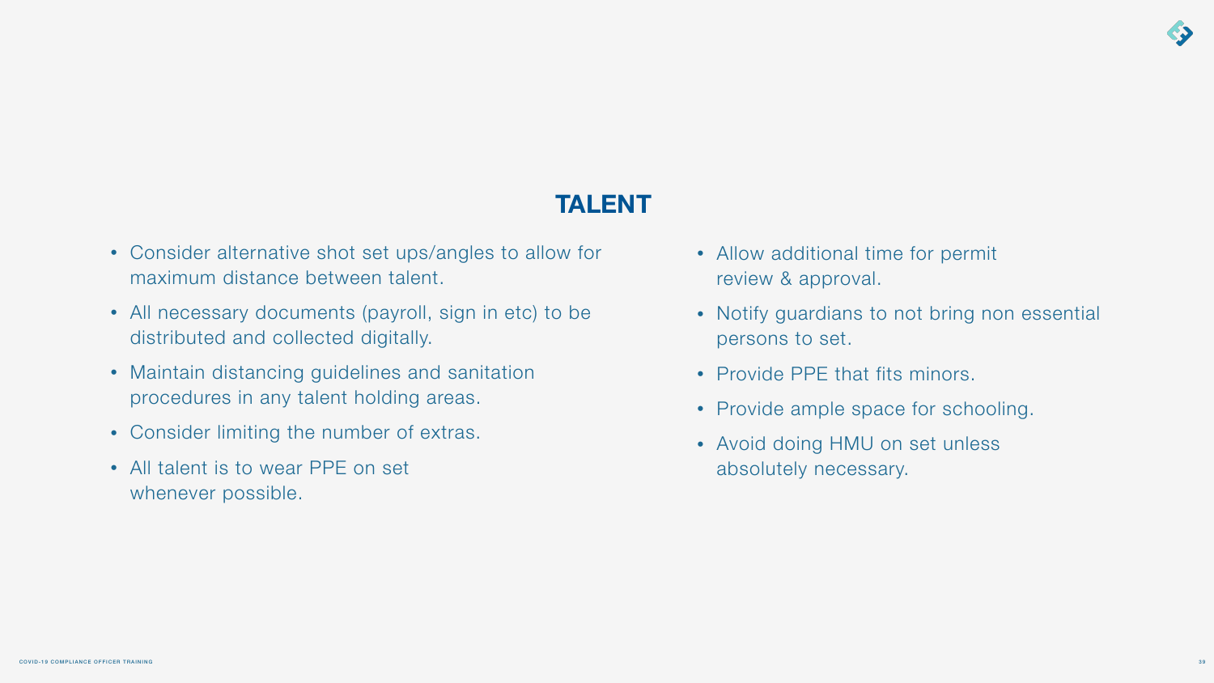## TALENT

- Consider alternative shot set ups/angles to allow for maximum distance between talent.
- All necessary documents (payroll, sign in etc) to be distributed and collected digitally.
- Maintain distancing guidelines and sanitation procedures in any talent holding areas.
- Consider limiting the number of extras.
- All talent is to wear PPE on set whenever possible.
- Allow additional time for permit review & approval.
- Notify guardians to not bring non essential persons to set.
- Provide PPE that fits minors.
- Provide ample space for schooling.
- Avoid doing HMU on set unless absolutely necessary.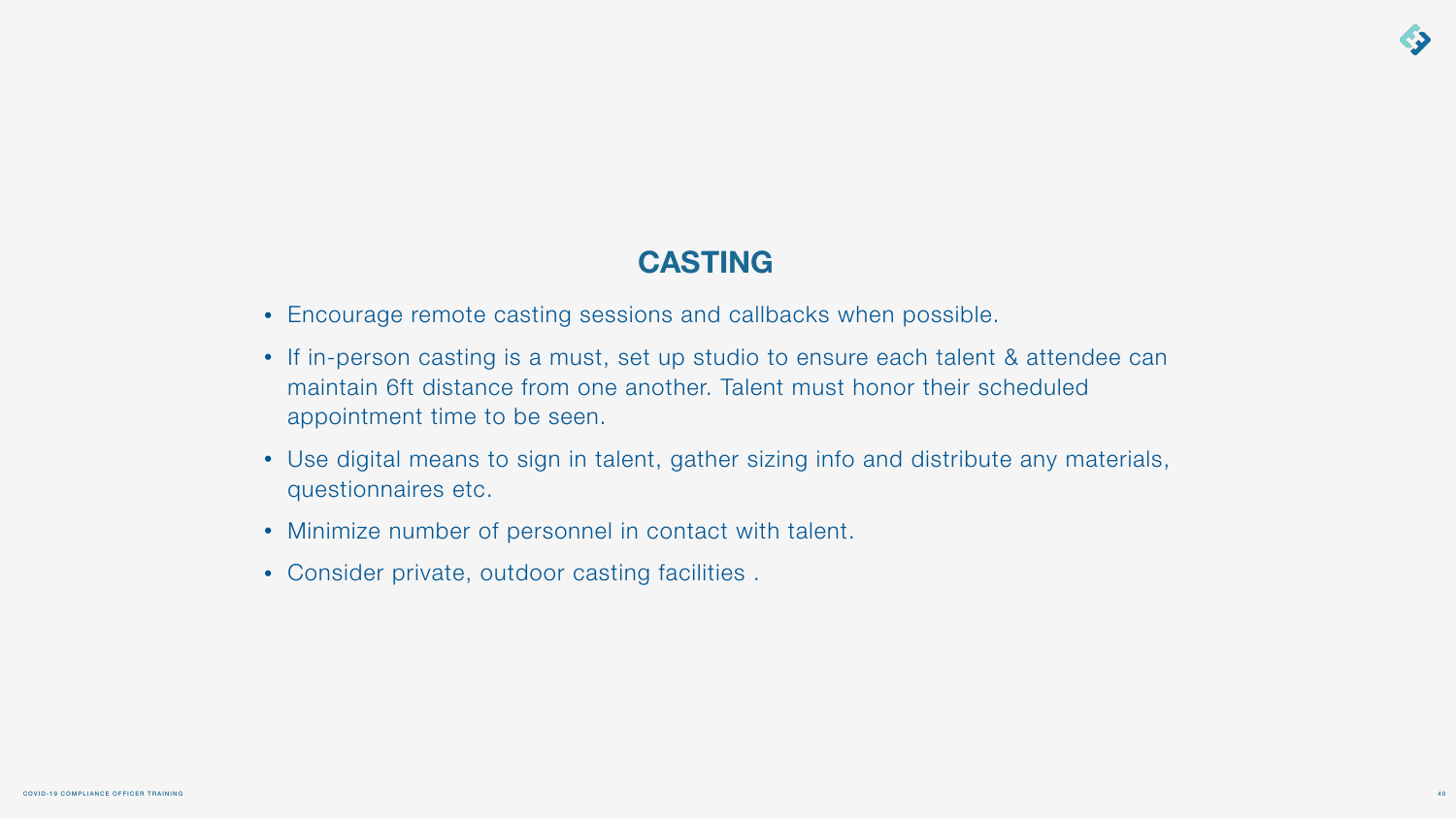# CASTING

- Encourage remote casting sessions and callbacks when possible.
- If in-person casting is a must, set up studio to ensure each talent & attendee can maintain 6ft distance from one another. Talent must honor their scheduled appointment time to be seen.
- Use digital means to sign in talent, gather sizing info and distribute any materials, questionnaires etc.
- Minimize number of personnel in contact with talent.
- Consider private, outdoor casting facilities .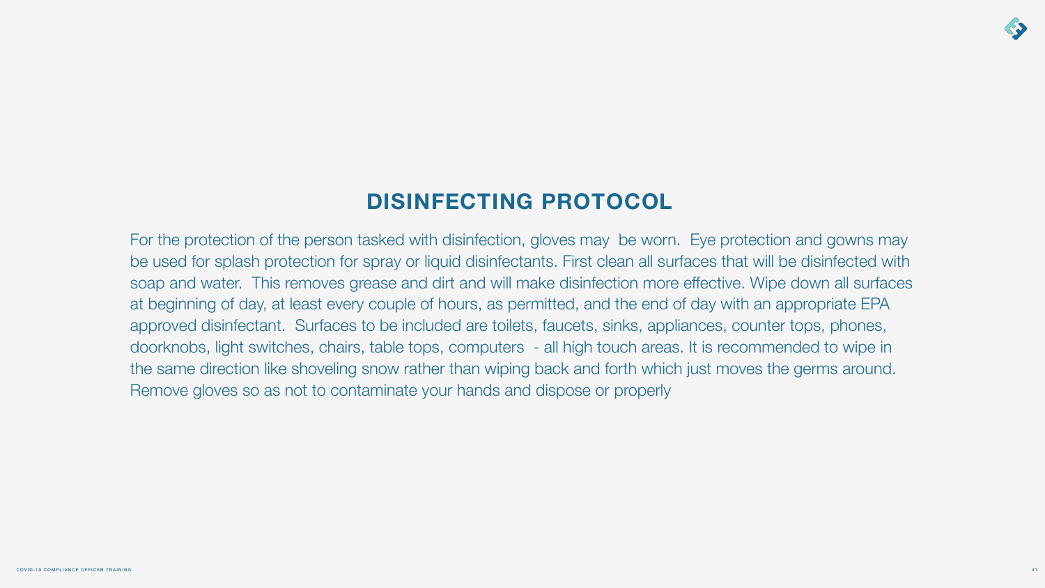## DISINFECTING PROTOCOL

For the protection of the person tasked with disinfection, gloves may  be worn.  Eye protection and gowns may be used for splash protection for spray or liquid disinfectants. First clean all surfaces that will be disinfected with soap and water.  This removes grease and dirt and will make disinfection more effective. Wipe down all surfaces at beginning of day, at least every couple of hours, as permitted, and the end of day with an appropriate EPA approved disinfectant.  Surfaces to be included are toilets, faucets, sinks, appliances, counter tops, phones, doorknobs, light switches, chairs, table tops, computers  - all high touch areas. It is recommended to wipe in the same direction like shoveling snow rather than wiping back and forth which just moves the germs around. Remove gloves so as not to contaminate your hands and dispose or properly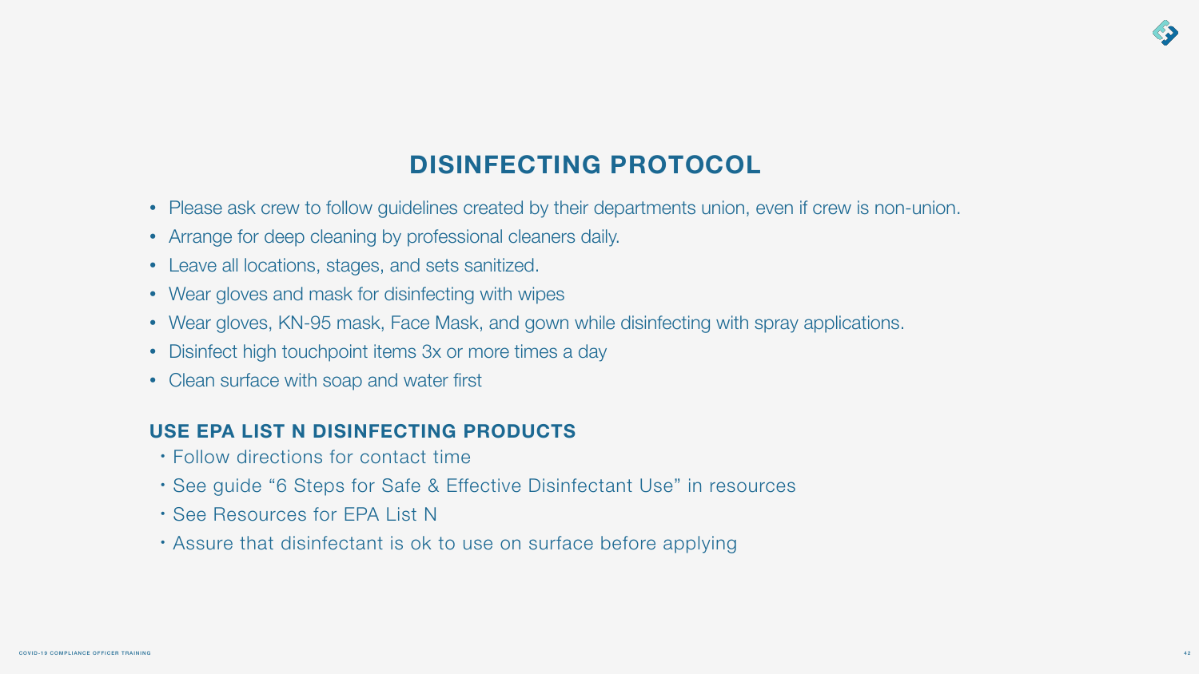# DISINFECTING PROTOCOL

- Please ask crew to follow guidelines created by their departments union, even if crew is non-union.
- Arrange for deep cleaning by professional cleaners daily.
- Leave all locations, stages, and sets sanitized.
- Wear gloves and mask for disinfecting with wipes
- Wear gloves, KN-95 mask, Face Mask, and gown while disinfecting with spray applications.
- Disinfect high touchpoint items 3x or more times a day
- Clean surface with soap and water first

## USE EPA LIST N DISINFECTING PRODUCTS

- Follow directions for contact time
- See guide "6 Steps for Safe & Effective Disinfectant Use" in resources
- See Resources for EPA List N
- Assure that disinfectant is ok to use on surface before applying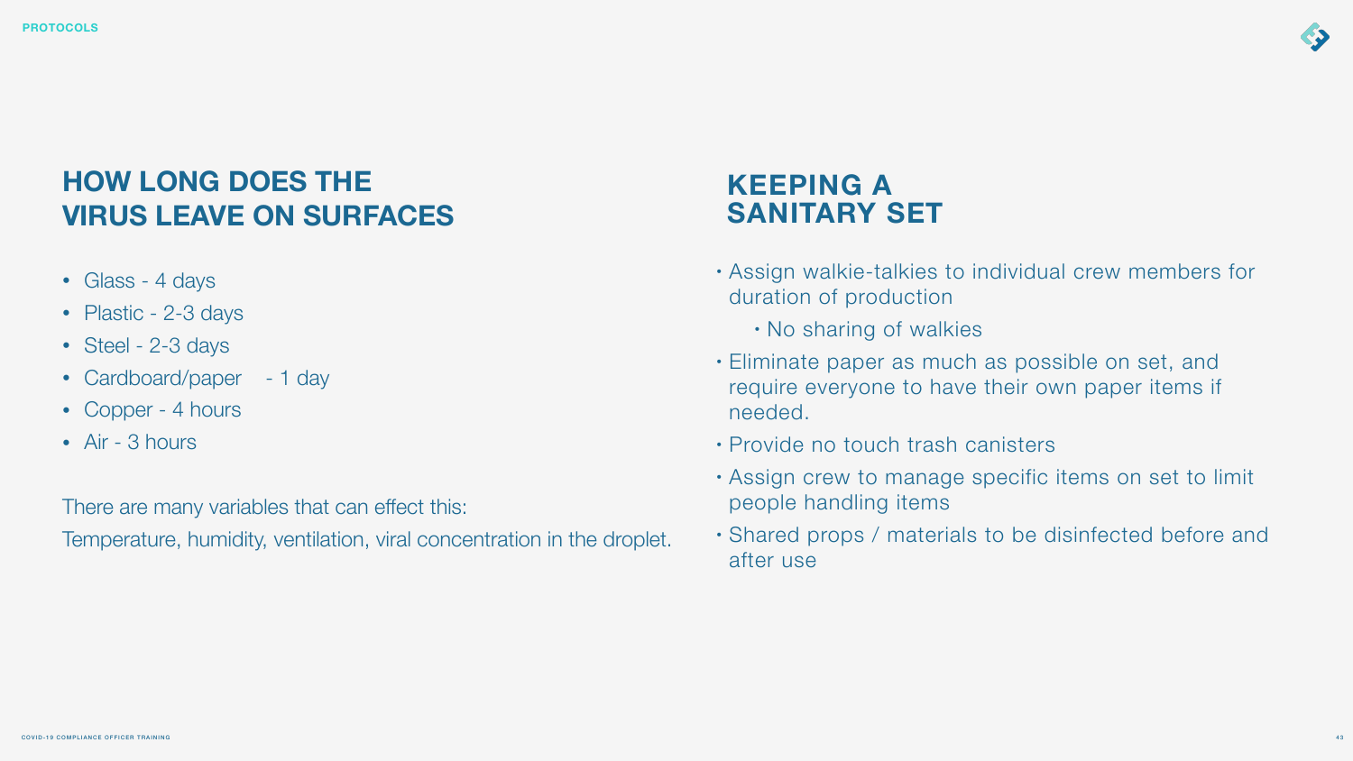## HOW LONG DOES THE VIRUS LEAVE ON SURFACES

- Glass - 4 days
- Plastic - 2-3 days
- Steel - 2-3 days
- Cardboard/paper - 1 day
- Copper - 4 hours
- Air - 3 hours

There are many variables that can effect this:

Temperature, humidity, ventilation, viral concentration in the droplet.

## KEEPING A SANITARY SET

- Assign walkie-talkies to individual crew members for duration of production
  - No sharing of walkies
- Eliminate paper as much as possible on set, and require everyone to have their own paper items if needed.
- Provide no touch trash canisters
- Assign crew to manage specific items on set to limit people handling items
- Shared props / materials to be disinfected before and after use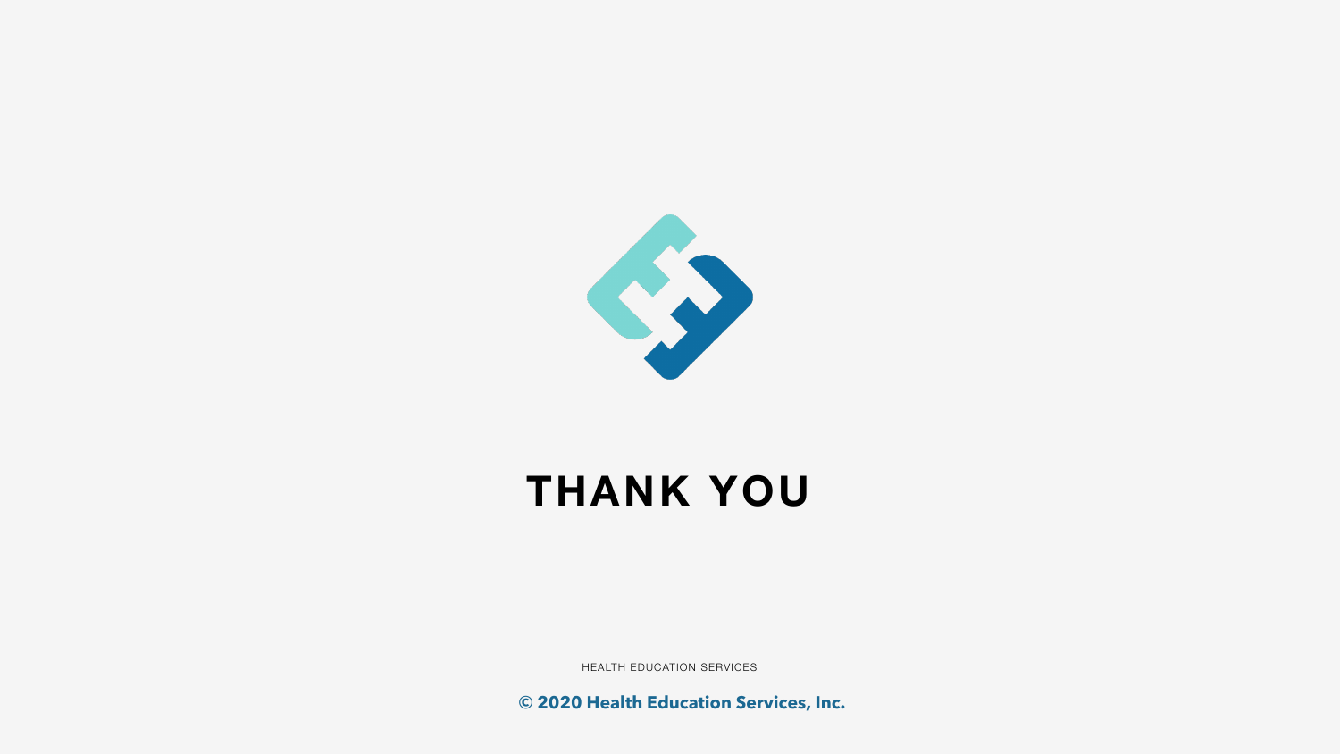# THANK YOU

HEALTH EDUCATION SERVICES

**© 2020 Health Education Services, Inc.**